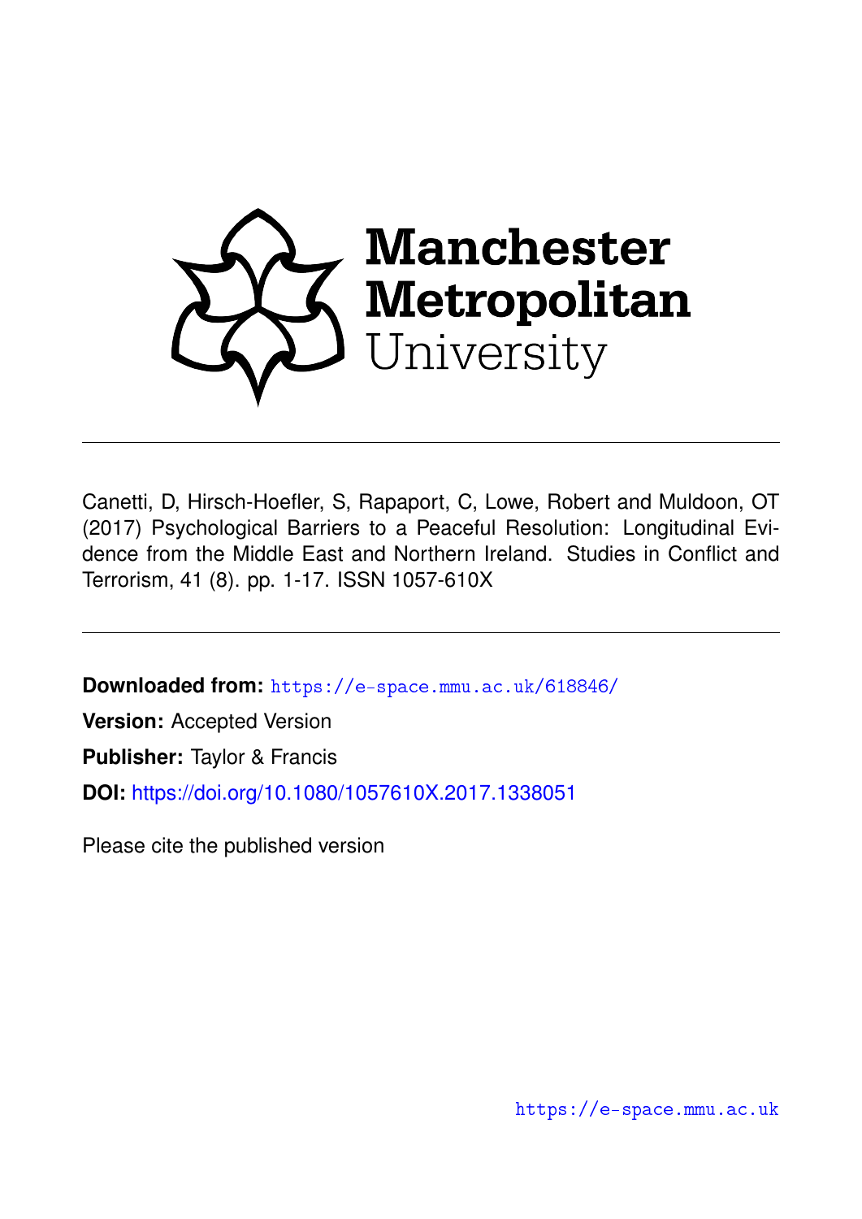Manchester Metropolitan University

Canetti, D, Hirsch-Hoefler, S, Rapaport, C, Lowe, Robert and Muldoon, OT (2017) Psychological Barriers to a Peaceful Resolution: Longitudinal Evidence from the Middle East and Northern Ireland. Studies in Conflict and Terrorism, 41 (8). pp. 1-17. ISSN 1057-610X

**Downloaded from:** https://e-space.mmu.ac.uk/618846/

**Version:** Accepted Version

**Publisher:** Taylor & Francis

**DOI:** https://doi.org/10.1080/1057610X.2017.1338051

Please cite the published version

https://e-space.mmu.ac.uk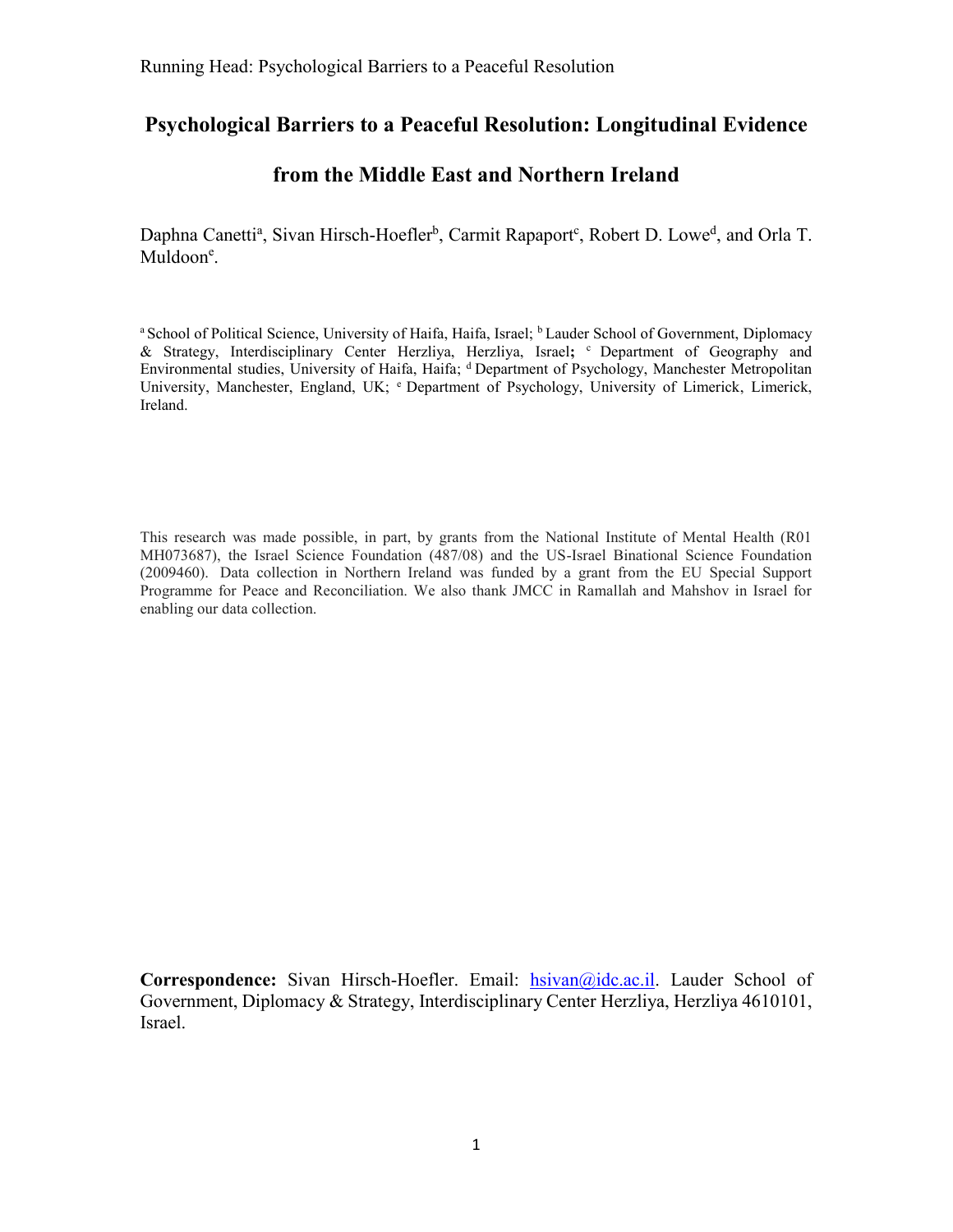# Psychological Barriers to a Peaceful Resolution: Longitudinal Evidence from the Middle East and Northern Ireland

Daphna Canetti[a], Sivan Hirsch-Hoefler[b], Carmit Rapaport[c], Robert D. Lowe[d], and Orla T. Muldoon[e].

[a] School of Political Science, University of Haifa, Haifa, Israel; [b] Lauder School of Government, Diplomacy & Strategy, Interdisciplinary Center Herzliya, Herzliya, Israel; [c] Department of Geography and Environmental studies, University of Haifa, Haifa; [d] Department of Psychology, Manchester Metropolitan University, Manchester, England, UK; [e] Department of Psychology, University of Limerick, Limerick, Ireland.

This research was made possible, in part, by grants from the National Institute of Mental Health (R01 MH073687), the Israel Science Foundation (487/08) and the US-Israel Binational Science Foundation (2009460). Data collection in Northern Ireland was funded by a grant from the EU Special Support Programme for Peace and Reconciliation. We also thank JMCC in Ramallah and Mahshov in Israel for enabling our data collection.

**Correspondence:** Sivan Hirsch-Hoefler. Email: hsivan@idc.ac.il. Lauder School of Government, Diplomacy & Strategy, Interdisciplinary Center Herzliya, Herzliya 4610101, Israel.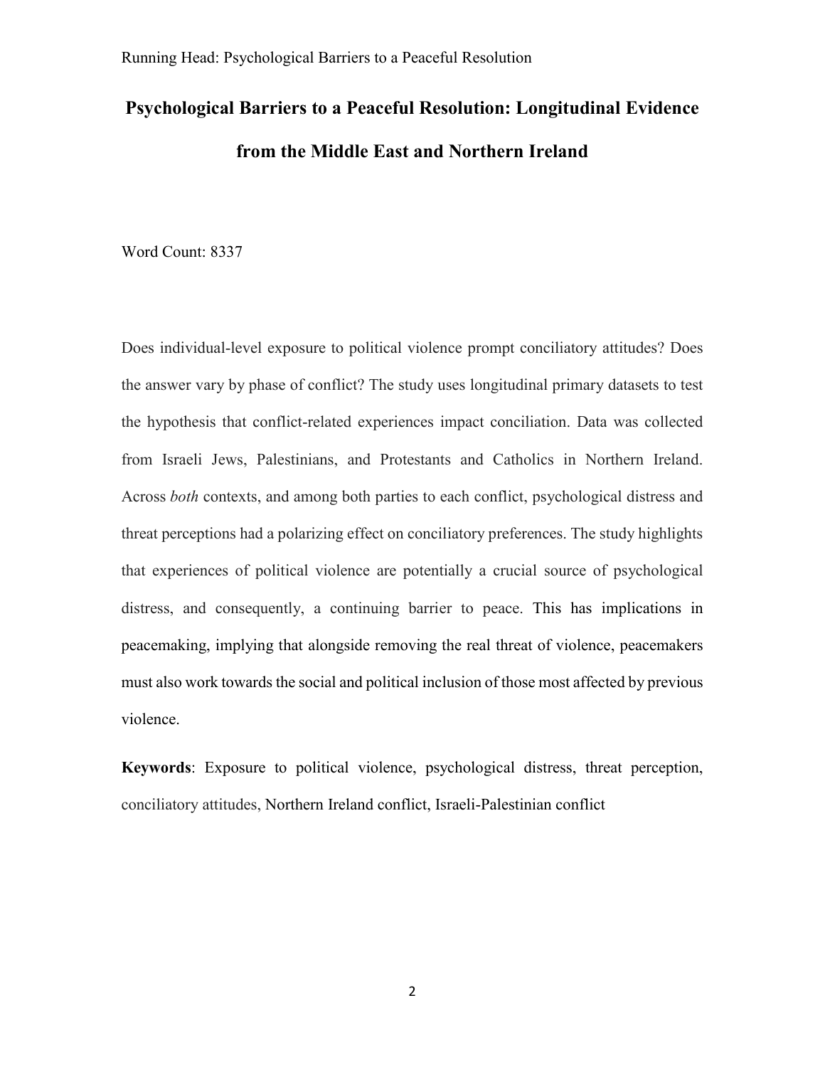# Psychological Barriers to a Peaceful Resolution: Longitudinal Evidence from the Middle East and Northern Ireland

Word Count: 8337

Does individual-level exposure to political violence prompt conciliatory attitudes? Does the answer vary by phase of conflict? The study uses longitudinal primary datasets to test the hypothesis that conflict-related experiences impact conciliation. Data was collected from Israeli Jews, Palestinians, and Protestants and Catholics in Northern Ireland. Across *both* contexts, and among both parties to each conflict, psychological distress and threat perceptions had a polarizing effect on conciliatory preferences. The study highlights that experiences of political violence are potentially a crucial source of psychological distress, and consequently, a continuing barrier to peace. This has implications in peacemaking, implying that alongside removing the real threat of violence, peacemakers must also work towards the social and political inclusion of those most affected by previous violence.

**Keywords**: Exposure to political violence, psychological distress, threat perception, conciliatory attitudes, Northern Ireland conflict, Israeli-Palestinian conflict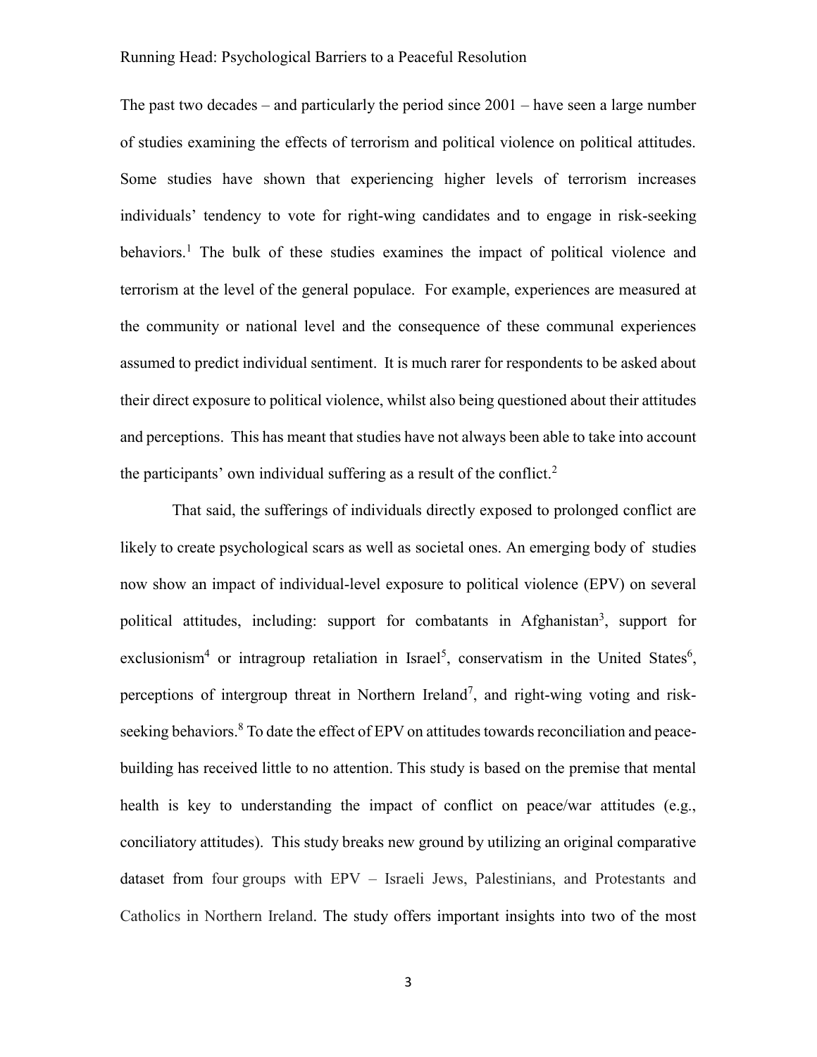The past two decades – and particularly the period since 2001 – have seen a large number of studies examining the effects of terrorism and political violence on political attitudes. Some studies have shown that experiencing higher levels of terrorism increases individuals' tendency to vote for right-wing candidates and to engage in risk-seeking behaviors.[1] The bulk of these studies examines the impact of political violence and terrorism at the level of the general populace. For example, experiences are measured at the community or national level and the consequence of these communal experiences assumed to predict individual sentiment. It is much rarer for respondents to be asked about their direct exposure to political violence, whilst also being questioned about their attitudes and perceptions. This has meant that studies have not always been able to take into account the participants' own individual suffering as a result of the conflict.[2]

That said, the sufferings of individuals directly exposed to prolonged conflict are likely to create psychological scars as well as societal ones. An emerging body of studies now show an impact of individual-level exposure to political violence (EPV) on several political attitudes, including: support for combatants in Afghanistan[3], support for exclusionism[4] or intragroup retaliation in Israel[5], conservatism in the United States[6], perceptions of intergroup threat in Northern Ireland[7], and right-wing voting and risk-seeking behaviors.[8] To date the effect of EPV on attitudes towards reconciliation and peace-building has received little to no attention. This study is based on the premise that mental health is key to understanding the impact of conflict on peace/war attitudes (e.g., conciliatory attitudes). This study breaks new ground by utilizing an original comparative dataset from four groups with EPV – Israeli Jews, Palestinians, and Protestants and Catholics in Northern Ireland. The study offers important insights into two of the most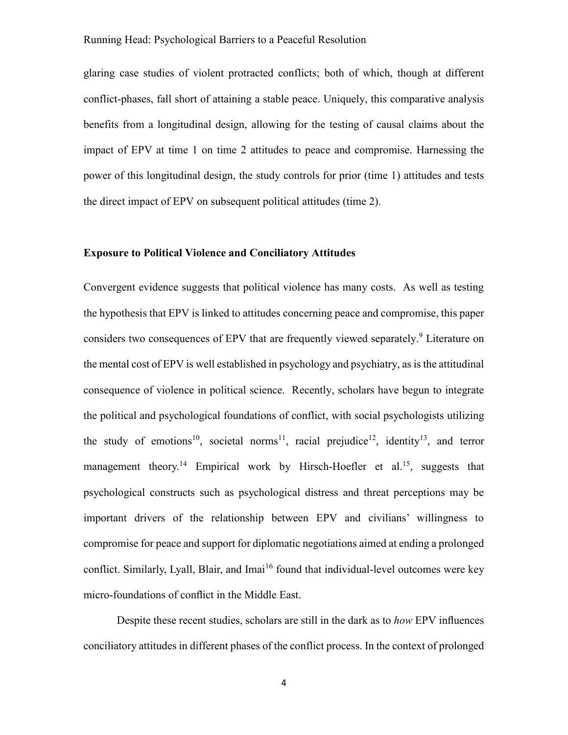glaring case studies of violent protracted conflicts; both of which, though at different conflict-phases, fall short of attaining a stable peace. Uniquely, this comparative analysis benefits from a longitudinal design, allowing for the testing of causal claims about the impact of EPV at time 1 on time 2 attitudes to peace and compromise. Harnessing the power of this longitudinal design, the study controls for prior (time 1) attitudes and tests the direct impact of EPV on subsequent political attitudes (time 2).

## Exposure to Political Violence and Conciliatory Attitudes

Convergent evidence suggests that political violence has many costs. As well as testing the hypothesis that EPV is linked to attitudes concerning peace and compromise, this paper considers two consequences of EPV that are frequently viewed separately.[9] Literature on the mental cost of EPV is well established in psychology and psychiatry, as is the attitudinal consequence of violence in political science. Recently, scholars have begun to integrate the political and psychological foundations of conflict, with social psychologists utilizing the study of emotions[10], societal norms[11], racial prejudice[12], identity[13], and terror management theory.[14] Empirical work by Hirsch-Hoefler et al.[15], suggests that psychological constructs such as psychological distress and threat perceptions may be important drivers of the relationship between EPV and civilians' willingness to compromise for peace and support for diplomatic negotiations aimed at ending a prolonged conflict. Similarly, Lyall, Blair, and Imai[16] found that individual-level outcomes were key micro-foundations of conflict in the Middle East.

Despite these recent studies, scholars are still in the dark as to *how* EPV influences conciliatory attitudes in different phases of the conflict process. In the context of prolonged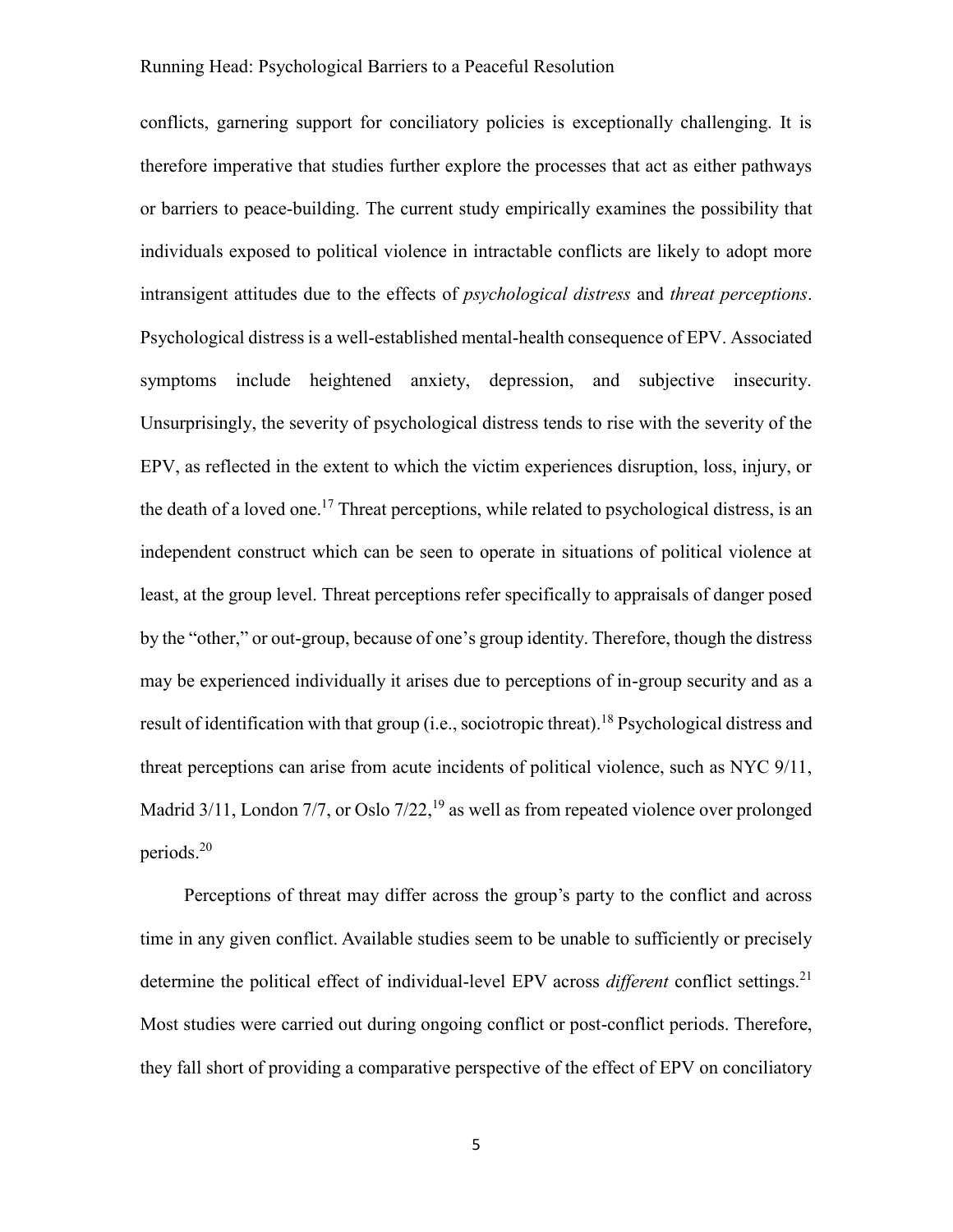conflicts, garnering support for conciliatory policies is exceptionally challenging. It is therefore imperative that studies further explore the processes that act as either pathways or barriers to peace-building. The current study empirically examines the possibility that individuals exposed to political violence in intractable conflicts are likely to adopt more intransigent attitudes due to the effects of *psychological distress* and *threat perceptions*. Psychological distress is a well-established mental-health consequence of EPV. Associated symptoms include heightened anxiety, depression, and subjective insecurity. Unsurprisingly, the severity of psychological distress tends to rise with the severity of the EPV, as reflected in the extent to which the victim experiences disruption, loss, injury, or the death of a loved one.[17] Threat perceptions, while related to psychological distress, is an independent construct which can be seen to operate in situations of political violence at least, at the group level. Threat perceptions refer specifically to appraisals of danger posed by the "other," or out-group, because of one's group identity. Therefore, though the distress may be experienced individually it arises due to perceptions of in-group security and as a result of identification with that group (i.e., sociotropic threat).[18] Psychological distress and threat perceptions can arise from acute incidents of political violence, such as NYC 9/11, Madrid 3/11, London 7/7, or Oslo 7/22,[19] as well as from repeated violence over prolonged periods.[20]

Perceptions of threat may differ across the group's party to the conflict and across time in any given conflict. Available studies seem to be unable to sufficiently or precisely determine the political effect of individual-level EPV across *different* conflict settings.[21] Most studies were carried out during ongoing conflict or post-conflict periods. Therefore, they fall short of providing a comparative perspective of the effect of EPV on conciliatory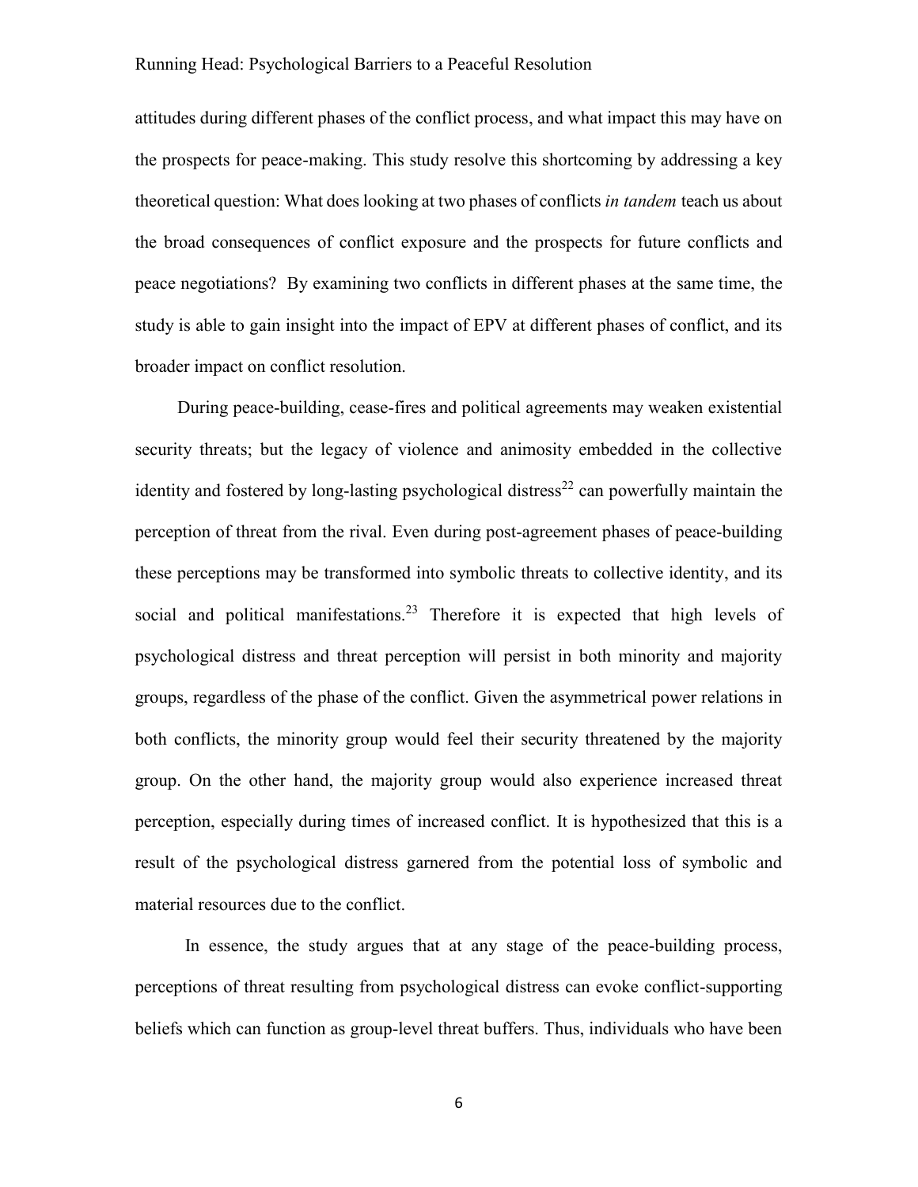attitudes during different phases of the conflict process, and what impact this may have on the prospects for peace-making. This study resolve this shortcoming by addressing a key theoretical question: What does looking at two phases of conflicts *in tandem* teach us about the broad consequences of conflict exposure and the prospects for future conflicts and peace negotiations? By examining two conflicts in different phases at the same time, the study is able to gain insight into the impact of EPV at different phases of conflict, and its broader impact on conflict resolution.

During peace-building, cease-fires and political agreements may weaken existential security threats; but the legacy of violence and animosity embedded in the collective identity and fostered by long-lasting psychological distress[22] can powerfully maintain the perception of threat from the rival. Even during post-agreement phases of peace-building these perceptions may be transformed into symbolic threats to collective identity, and its social and political manifestations.[23] Therefore it is expected that high levels of psychological distress and threat perception will persist in both minority and majority groups, regardless of the phase of the conflict. Given the asymmetrical power relations in both conflicts, the minority group would feel their security threatened by the majority group. On the other hand, the majority group would also experience increased threat perception, especially during times of increased conflict. It is hypothesized that this is a result of the psychological distress garnered from the potential loss of symbolic and material resources due to the conflict.

In essence, the study argues that at any stage of the peace-building process, perceptions of threat resulting from psychological distress can evoke conflict-supporting beliefs which can function as group-level threat buffers. Thus, individuals who have been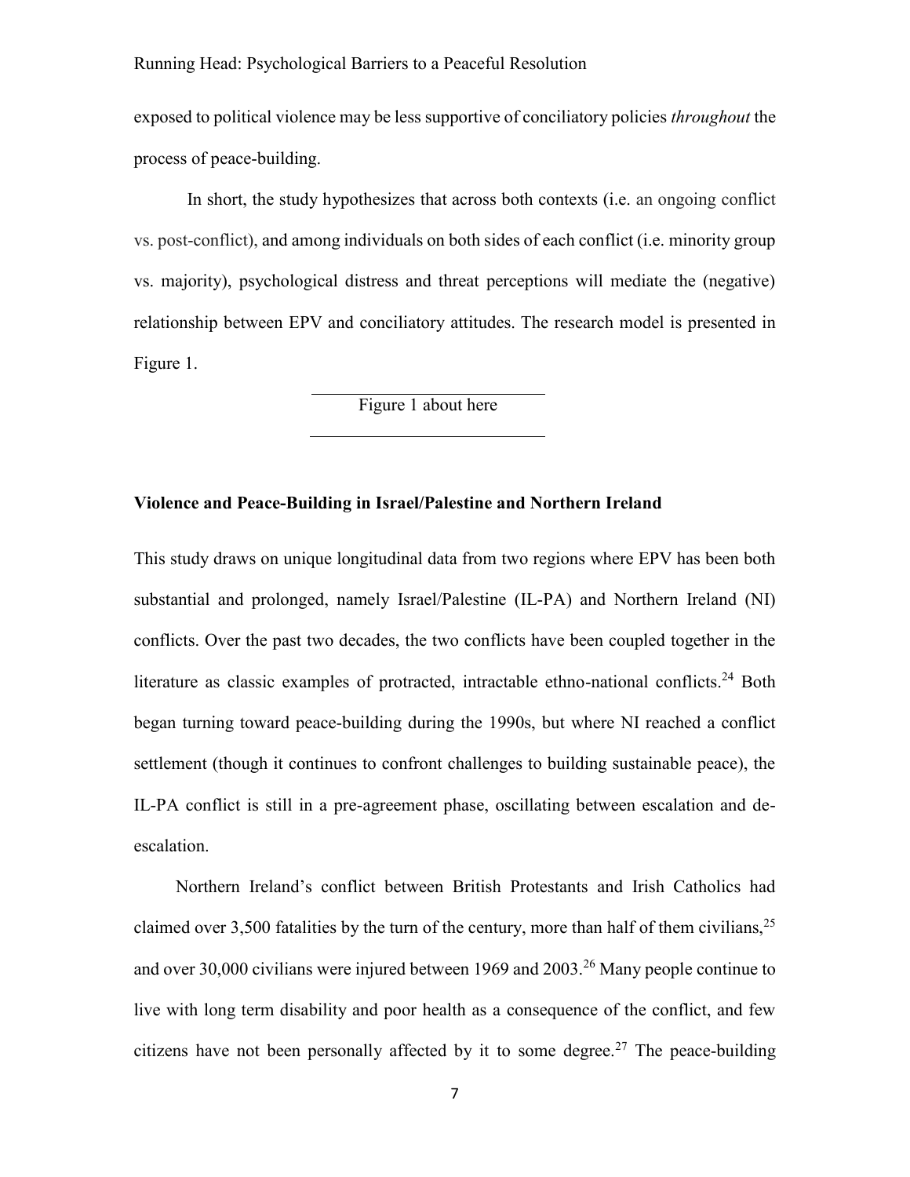exposed to political violence may be less supportive of conciliatory policies *throughout* the process of peace-building.

In short, the study hypothesizes that across both contexts (i.e. an ongoing conflict vs. post-conflict), and among individuals on both sides of each conflict (i.e. minority group vs. majority), psychological distress and threat perceptions will mediate the (negative) relationship between EPV and conciliatory attitudes. The research model is presented in Figure 1.

Figure 1 about here

**Violence and Peace-Building in Israel/Palestine and Northern Ireland**

This study draws on unique longitudinal data from two regions where EPV has been both substantial and prolonged, namely Israel/Palestine (IL-PA) and Northern Ireland (NI) conflicts. Over the past two decades, the two conflicts have been coupled together in the literature as classic examples of protracted, intractable ethno-national conflicts.[24] Both began turning toward peace-building during the 1990s, but where NI reached a conflict settlement (though it continues to confront challenges to building sustainable peace), the IL-PA conflict is still in a pre-agreement phase, oscillating between escalation and de-escalation.

Northern Ireland's conflict between British Protestants and Irish Catholics had claimed over 3,500 fatalities by the turn of the century, more than half of them civilians,[25] and over 30,000 civilians were injured between 1969 and 2003.[26] Many people continue to live with long term disability and poor health as a consequence of the conflict, and few citizens have not been personally affected by it to some degree.[27] The peace-building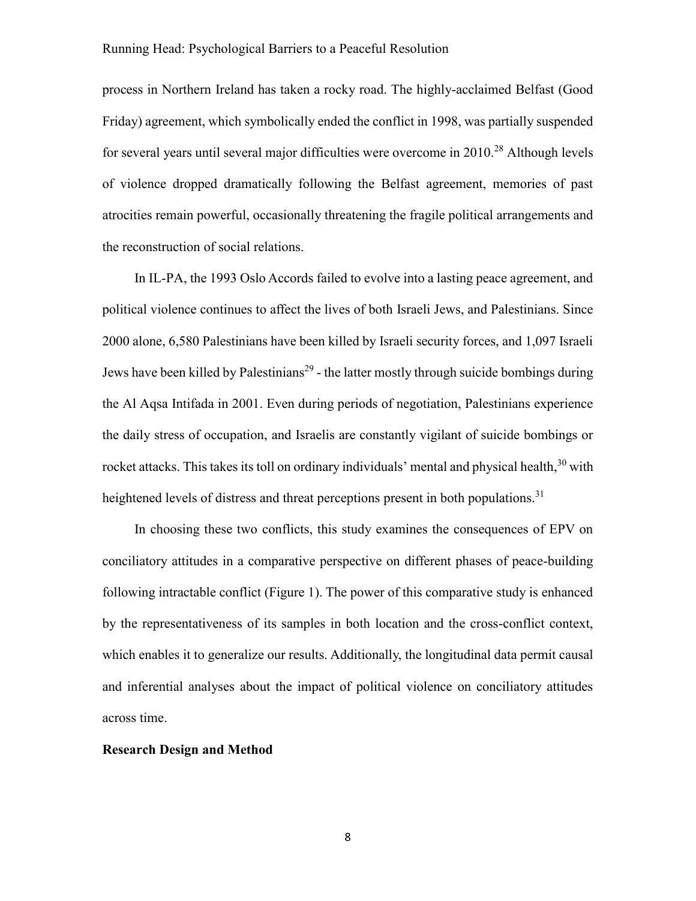process in Northern Ireland has taken a rocky road. The highly-acclaimed Belfast (Good Friday) agreement, which symbolically ended the conflict in 1998, was partially suspended for several years until several major difficulties were overcome in 2010.[28] Although levels of violence dropped dramatically following the Belfast agreement, memories of past atrocities remain powerful, occasionally threatening the fragile political arrangements and the reconstruction of social relations.

In IL-PA, the 1993 Oslo Accords failed to evolve into a lasting peace agreement, and political violence continues to affect the lives of both Israeli Jews, and Palestinians. Since 2000 alone, 6,580 Palestinians have been killed by Israeli security forces, and 1,097 Israeli Jews have been killed by Palestinians[29] - the latter mostly through suicide bombings during the Al Aqsa Intifada in 2001. Even during periods of negotiation, Palestinians experience the daily stress of occupation, and Israelis are constantly vigilant of suicide bombings or rocket attacks. This takes its toll on ordinary individuals' mental and physical health,[30] with heightened levels of distress and threat perceptions present in both populations.[31]

In choosing these two conflicts, this study examines the consequences of EPV on conciliatory attitudes in a comparative perspective on different phases of peace-building following intractable conflict (Figure 1). The power of this comparative study is enhanced by the representativeness of its samples in both location and the cross-conflict context, which enables it to generalize our results. Additionally, the longitudinal data permit causal and inferential analyses about the impact of political violence on conciliatory attitudes across time.

## Research Design and Method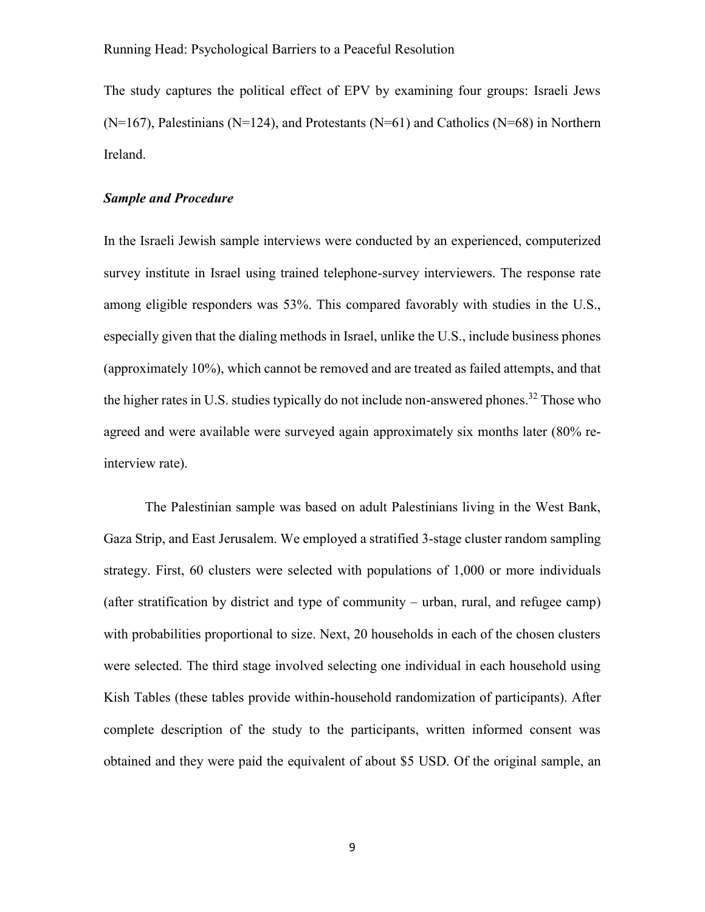The study captures the political effect of EPV by examining four groups: Israeli Jews (N=167), Palestinians (N=124), and Protestants (N=61) and Catholics (N=68) in Northern Ireland.

***Sample and Procedure***

In the Israeli Jewish sample interviews were conducted by an experienced, computerized survey institute in Israel using trained telephone-survey interviewers. The response rate among eligible responders was 53%. This compared favorably with studies in the U.S., especially given that the dialing methods in Israel, unlike the U.S., include business phones (approximately 10%), which cannot be removed and are treated as failed attempts, and that the higher rates in U.S. studies typically do not include non-answered phones.[32] Those who agreed and were available were surveyed again approximately six months later (80% re-interview rate).

The Palestinian sample was based on adult Palestinians living in the West Bank, Gaza Strip, and East Jerusalem. We employed a stratified 3-stage cluster random sampling strategy. First, 60 clusters were selected with populations of 1,000 or more individuals (after stratification by district and type of community – urban, rural, and refugee camp) with probabilities proportional to size. Next, 20 households in each of the chosen clusters were selected. The third stage involved selecting one individual in each household using Kish Tables (these tables provide within-household randomization of participants). After complete description of the study to the participants, written informed consent was obtained and they were paid the equivalent of about $5 USD. Of the original sample, an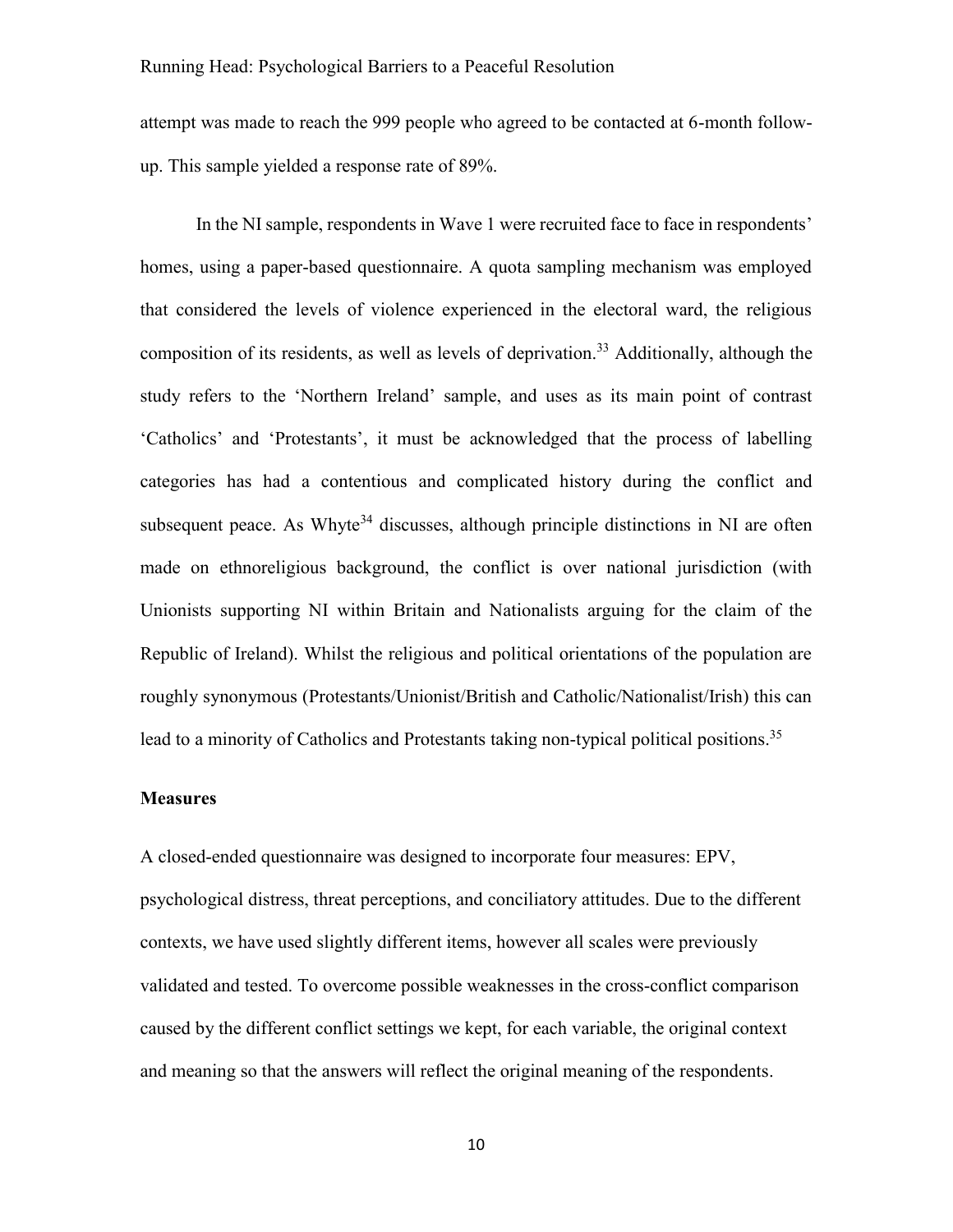attempt was made to reach the 999 people who agreed to be contacted at 6-month follow-up. This sample yielded a response rate of 89%.

In the NI sample, respondents in Wave 1 were recruited face to face in respondents' homes, using a paper-based questionnaire. A quota sampling mechanism was employed that considered the levels of violence experienced in the electoral ward, the religious composition of its residents, as well as levels of deprivation.[33] Additionally, although the study refers to the 'Northern Ireland' sample, and uses as its main point of contrast 'Catholics' and 'Protestants', it must be acknowledged that the process of labelling categories has had a contentious and complicated history during the conflict and subsequent peace. As Whyte[34] discusses, although principle distinctions in NI are often made on ethnoreligious background, the conflict is over national jurisdiction (with Unionists supporting NI within Britain and Nationalists arguing for the claim of the Republic of Ireland). Whilst the religious and political orientations of the population are roughly synonymous (Protestants/Unionist/British and Catholic/Nationalist/Irish) this can lead to a minority of Catholics and Protestants taking non-typical political positions.[35]

### Measures

A closed-ended questionnaire was designed to incorporate four measures: EPV, psychological distress, threat perceptions, and conciliatory attitudes. Due to the different contexts, we have used slightly different items, however all scales were previously validated and tested. To overcome possible weaknesses in the cross-conflict comparison caused by the different conflict settings we kept, for each variable, the original context and meaning so that the answers will reflect the original meaning of the respondents.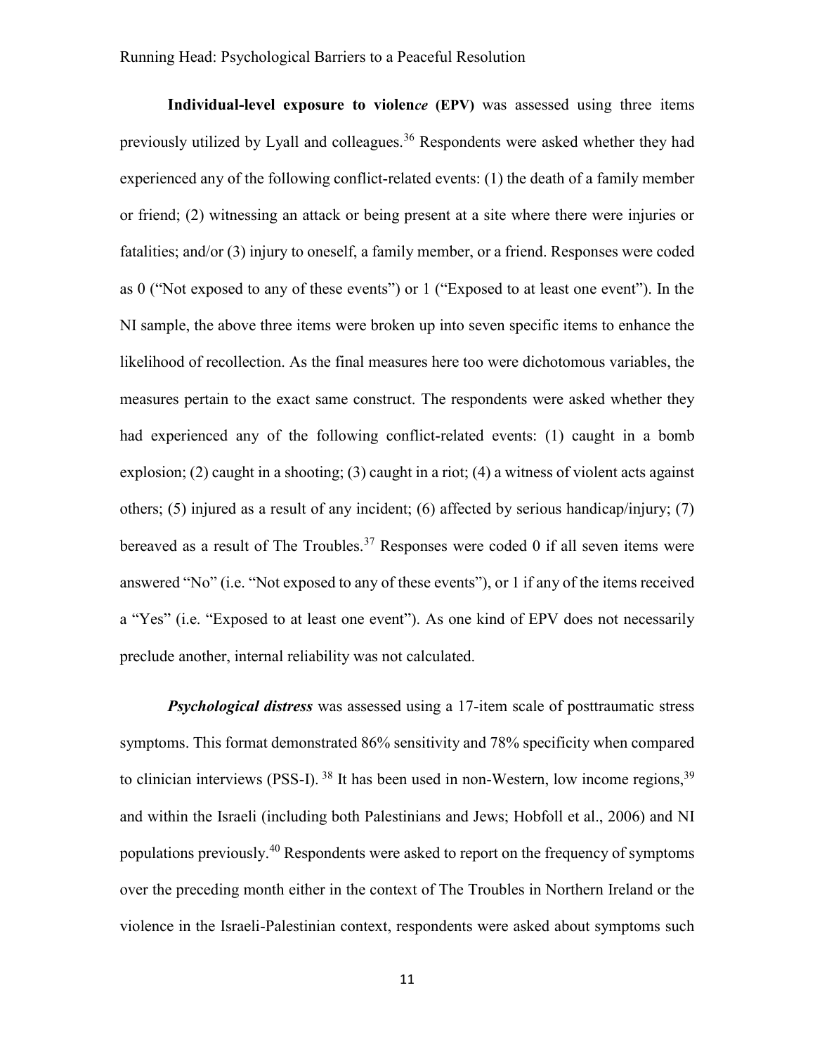**Individual-level exposure to violen*ce* (EPV)** was assessed using three items previously utilized by Lyall and colleagues.[36] Respondents were asked whether they had experienced any of the following conflict-related events: (1) the death of a family member or friend; (2) witnessing an attack or being present at a site where there were injuries or fatalities; and/or (3) injury to oneself, a family member, or a friend. Responses were coded as 0 ("Not exposed to any of these events") or 1 ("Exposed to at least one event"). In the NI sample, the above three items were broken up into seven specific items to enhance the likelihood of recollection. As the final measures here too were dichotomous variables, the measures pertain to the exact same construct. The respondents were asked whether they had experienced any of the following conflict-related events: (1) caught in a bomb explosion; (2) caught in a shooting; (3) caught in a riot; (4) a witness of violent acts against others; (5) injured as a result of any incident; (6) affected by serious handicap/injury; (7) bereaved as a result of The Troubles.[37] Responses were coded 0 if all seven items were answered "No" (i.e. "Not exposed to any of these events"), or 1 if any of the items received a "Yes" (i.e. "Exposed to at least one event"). As one kind of EPV does not necessarily preclude another, internal reliability was not calculated.

***Psychological distress*** was assessed using a 17-item scale of posttraumatic stress symptoms. This format demonstrated 86% sensitivity and 78% specificity when compared to clinician interviews (PSS-I). [38] It has been used in non-Western, low income regions,[39] and within the Israeli (including both Palestinians and Jews; Hobfoll et al., 2006) and NI populations previously.[40] Respondents were asked to report on the frequency of symptoms over the preceding month either in the context of The Troubles in Northern Ireland or the violence in the Israeli-Palestinian context, respondents were asked about symptoms such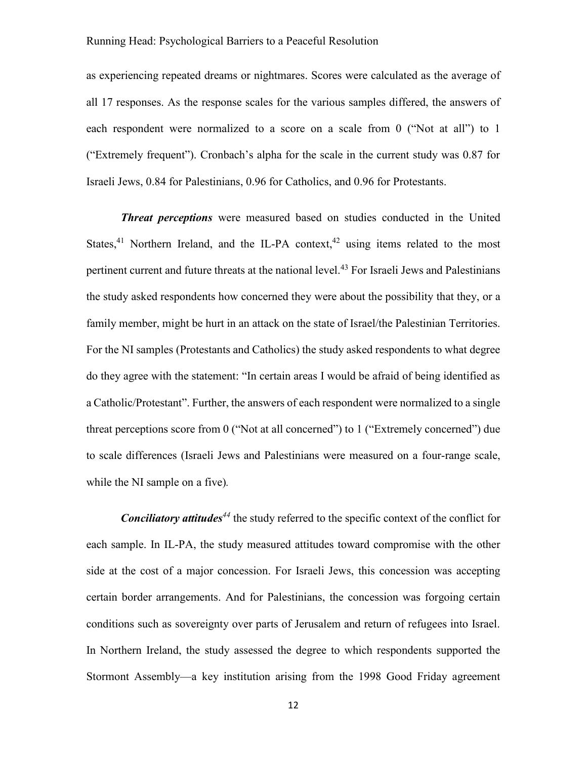as experiencing repeated dreams or nightmares. Scores were calculated as the average of all 17 responses. As the response scales for the various samples differed, the answers of each respondent were normalized to a score on a scale from 0 ("Not at all") to 1 ("Extremely frequent"). Cronbach's alpha for the scale in the current study was 0.87 for Israeli Jews, 0.84 for Palestinians, 0.96 for Catholics, and 0.96 for Protestants.

***Threat perceptions*** were measured based on studies conducted in the United States,[41] Northern Ireland, and the IL-PA context,[42] using items related to the most pertinent current and future threats at the national level.[43] For Israeli Jews and Palestinians the study asked respondents how concerned they were about the possibility that they, or a family member, might be hurt in an attack on the state of Israel/the Palestinian Territories. For the NI samples (Protestants and Catholics) the study asked respondents to what degree do they agree with the statement: "In certain areas I would be afraid of being identified as a Catholic/Protestant". Further, the answers of each respondent were normalized to a single threat perceptions score from 0 ("Not at all concerned") to 1 ("Extremely concerned") due to scale differences (Israeli Jews and Palestinians were measured on a four-range scale, while the NI sample on a five).

***Conciliatory attitudes***[44] the study referred to the specific context of the conflict for each sample. In IL-PA, the study measured attitudes toward compromise with the other side at the cost of a major concession. For Israeli Jews, this concession was accepting certain border arrangements. And for Palestinians, the concession was forgoing certain conditions such as sovereignty over parts of Jerusalem and return of refugees into Israel. In Northern Ireland, the study assessed the degree to which respondents supported the Stormont Assembly—a key institution arising from the 1998 Good Friday agreement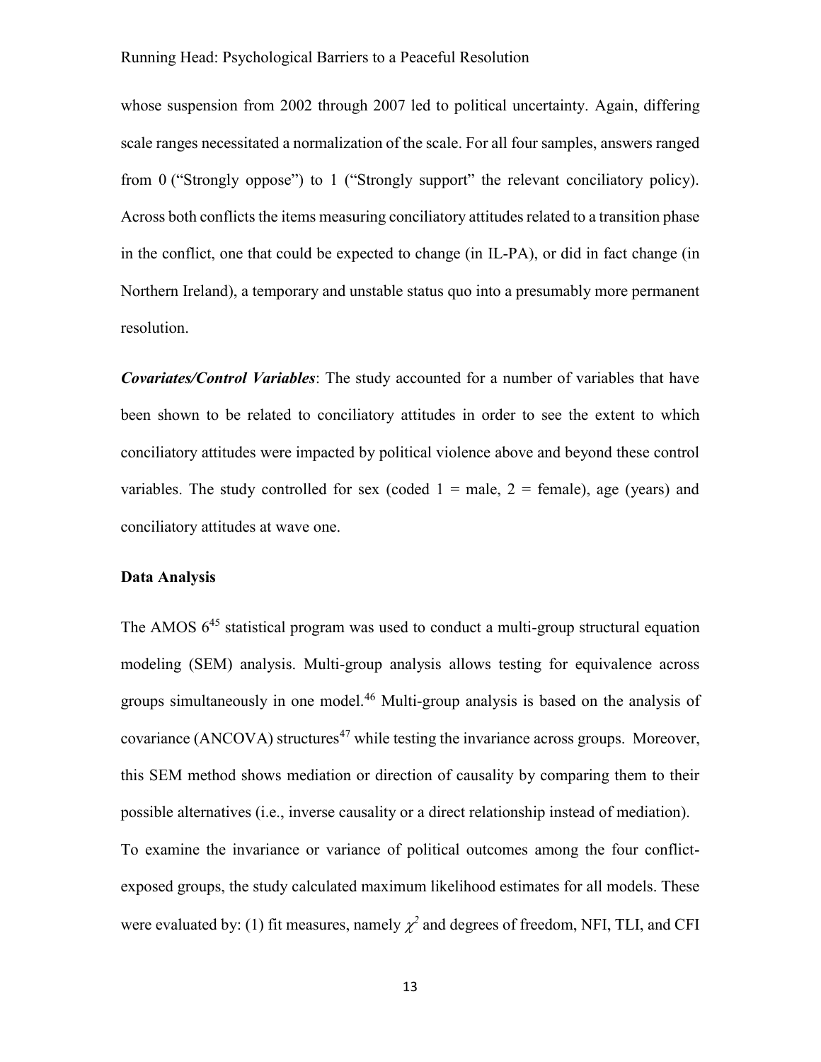whose suspension from 2002 through 2007 led to political uncertainty. Again, differing scale ranges necessitated a normalization of the scale. For all four samples, answers ranged from 0 ("Strongly oppose") to 1 ("Strongly support" the relevant conciliatory policy). Across both conflicts the items measuring conciliatory attitudes related to a transition phase in the conflict, one that could be expected to change (in IL-PA), or did in fact change (in Northern Ireland), a temporary and unstable status quo into a presumably more permanent resolution.

***Covariates/Control Variables***: The study accounted for a number of variables that have been shown to be related to conciliatory attitudes in order to see the extent to which conciliatory attitudes were impacted by political violence above and beyond these control variables. The study controlled for sex (coded 1 = male, 2 = female), age (years) and conciliatory attitudes at wave one.

### Data Analysis

The AMOS 6[45] statistical program was used to conduct a multi-group structural equation modeling (SEM) analysis. Multi-group analysis allows testing for equivalence across groups simultaneously in one model.[46] Multi-group analysis is based on the analysis of covariance (ANCOVA) structures[47] while testing the invariance across groups. Moreover, this SEM method shows mediation or direction of causality by comparing them to their possible alternatives (i.e., inverse causality or a direct relationship instead of mediation).

To examine the invariance or variance of political outcomes among the four conflict-exposed groups, the study calculated maximum likelihood estimates for all models. These were evaluated by: (1) fit measures, namely $\chi^2$ and degrees of freedom, NFI, TLI, and CFI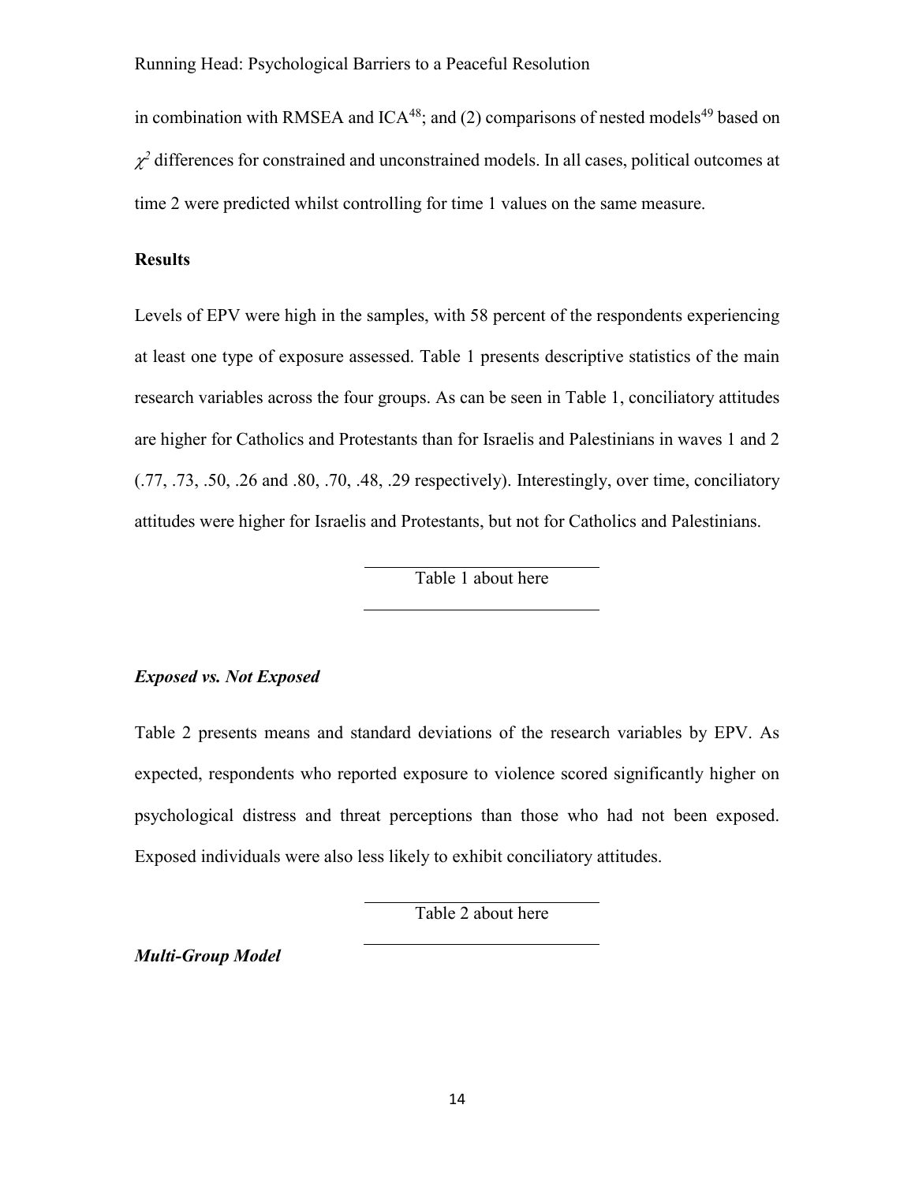in combination with RMSEA and ICA[48]; and (2) comparisons of nested models[49] based on $\chi^2$ differences for constrained and unconstrained models. In all cases, political outcomes at time 2 were predicted whilst controlling for time 1 values on the same measure.

**Results**

Levels of EPV were high in the samples, with 58 percent of the respondents experiencing at least one type of exposure assessed. Table 1 presents descriptive statistics of the main research variables across the four groups. As can be seen in Table 1, conciliatory attitudes are higher for Catholics and Protestants than for Israelis and Palestinians in waves 1 and 2 (.77, .73, .50, .26 and .80, .70, .48, .29 respectively). Interestingly, over time, conciliatory attitudes were higher for Israelis and Protestants, but not for Catholics and Palestinians.

Table 1 about here

***Exposed vs. Not Exposed***

Table 2 presents means and standard deviations of the research variables by EPV. As expected, respondents who reported exposure to violence scored significantly higher on psychological distress and threat perceptions than those who had not been exposed. Exposed individuals were also less likely to exhibit conciliatory attitudes.

Table 2 about here

***Multi-Group Model***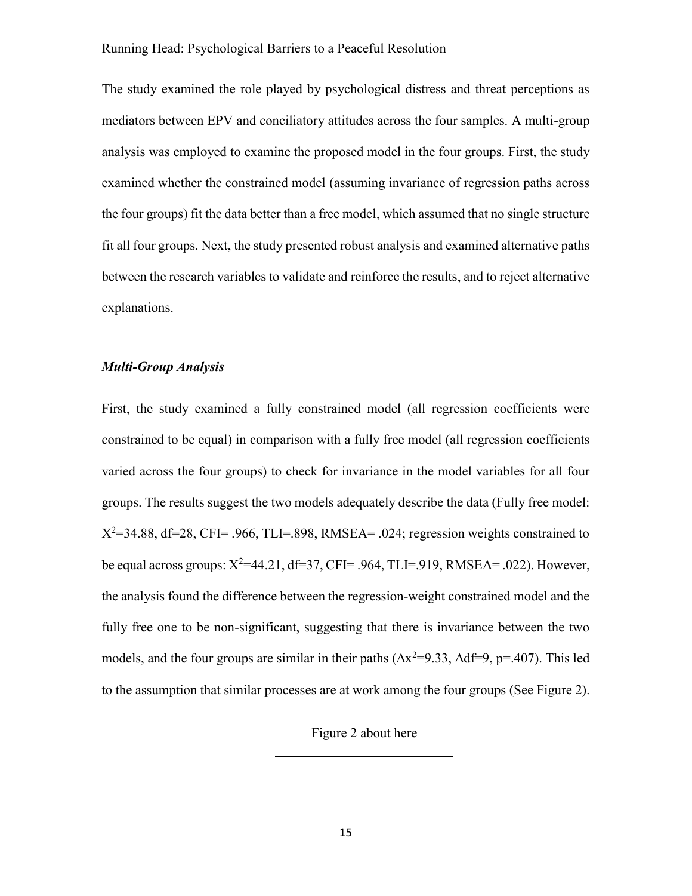The study examined the role played by psychological distress and threat perceptions as mediators between EPV and conciliatory attitudes across the four samples. A multi-group analysis was employed to examine the proposed model in the four groups. First, the study examined whether the constrained model (assuming invariance of regression paths across the four groups) fit the data better than a free model, which assumed that no single structure fit all four groups. Next, the study presented robust analysis and examined alternative paths between the research variables to validate and reinforce the results, and to reject alternative explanations.

### *Multi-Group Analysis*

First, the study examined a fully constrained model (all regression coefficients were constrained to be equal) in comparison with a fully free model (all regression coefficients varied across the four groups) to check for invariance in the model variables for all four groups. The results suggest the two models adequately describe the data (Fully free model: $X^2$=34.88, df=28, CFI= .966, TLI=.898, RMSEA= .024; regression weights constrained to be equal across groups: $X^2$=44.21, df=37, CFI= .964, TLI=.919, RMSEA= .022). However, the analysis found the difference between the regression-weight constrained model and the fully free one to be non-significant, suggesting that there is invariance between the two models, and the four groups are similar in their paths ($\Delta x^2$=9.33, $\Delta$df=9, p=.407). This led to the assumption that similar processes are at work among the four groups (See Figure 2).

Figure 2 about here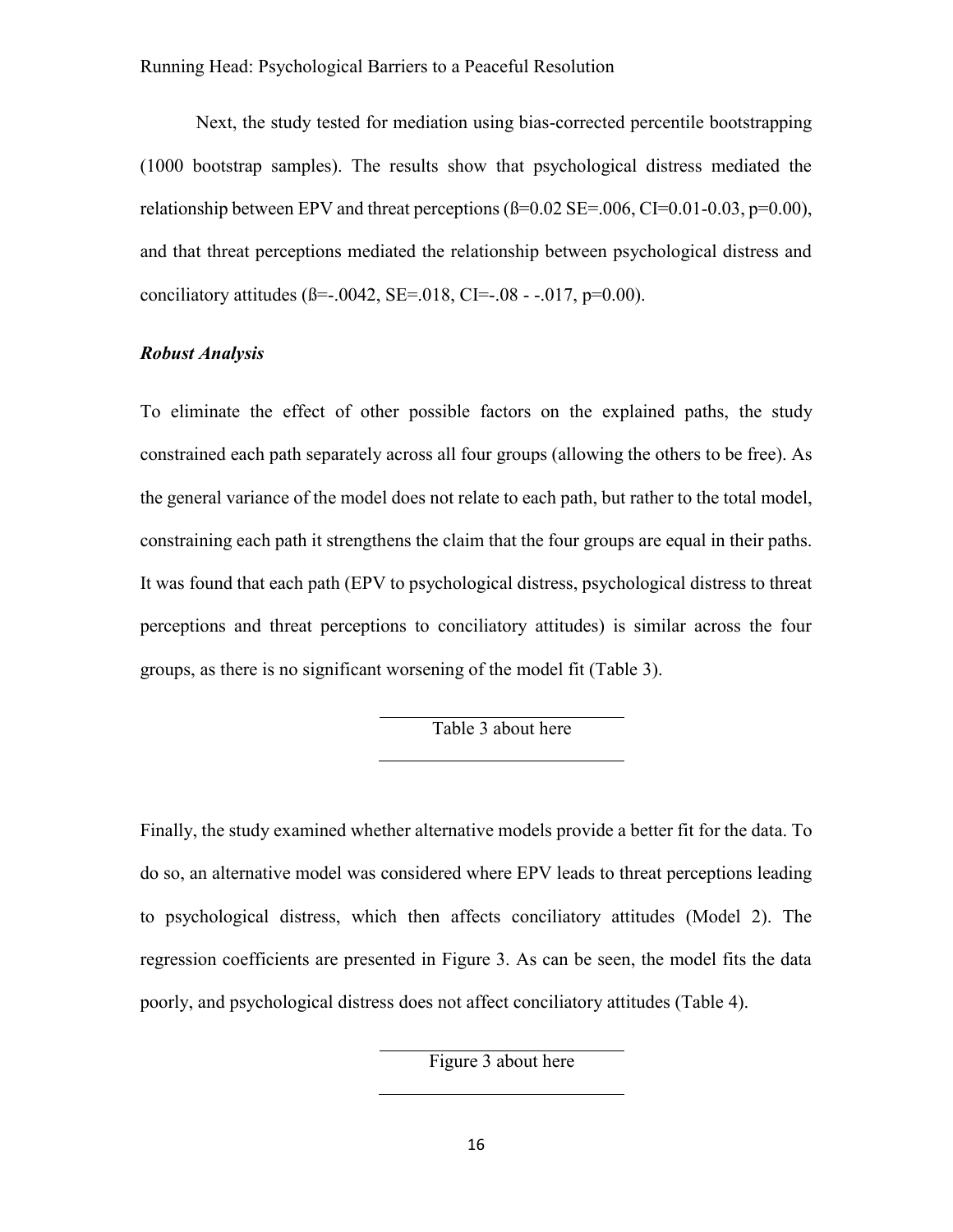Next, the study tested for mediation using bias-corrected percentile bootstrapping (1000 bootstrap samples). The results show that psychological distress mediated the relationship between EPV and threat perceptions (ß=0.02 SE=.006, CI=0.01-0.03, p=0.00), and that threat perceptions mediated the relationship between psychological distress and conciliatory attitudes (ß=-.0042, SE=.018, CI=-.08 - -.017, p=0.00).

### *Robust Analysis*

To eliminate the effect of other possible factors on the explained paths, the study constrained each path separately across all four groups (allowing the others to be free). As the general variance of the model does not relate to each path, but rather to the total model, constraining each path it strengthens the claim that the four groups are equal in their paths. It was found that each path (EPV to psychological distress, psychological distress to threat perceptions and threat perceptions to conciliatory attitudes) is similar across the four groups, as there is no significant worsening of the model fit (Table 3).

Table 3 about here

Finally, the study examined whether alternative models provide a better fit for the data. To do so, an alternative model was considered where EPV leads to threat perceptions leading to psychological distress, which then affects conciliatory attitudes (Model 2). The regression coefficients are presented in Figure 3. As can be seen, the model fits the data poorly, and psychological distress does not affect conciliatory attitudes (Table 4).

Figure 3 about here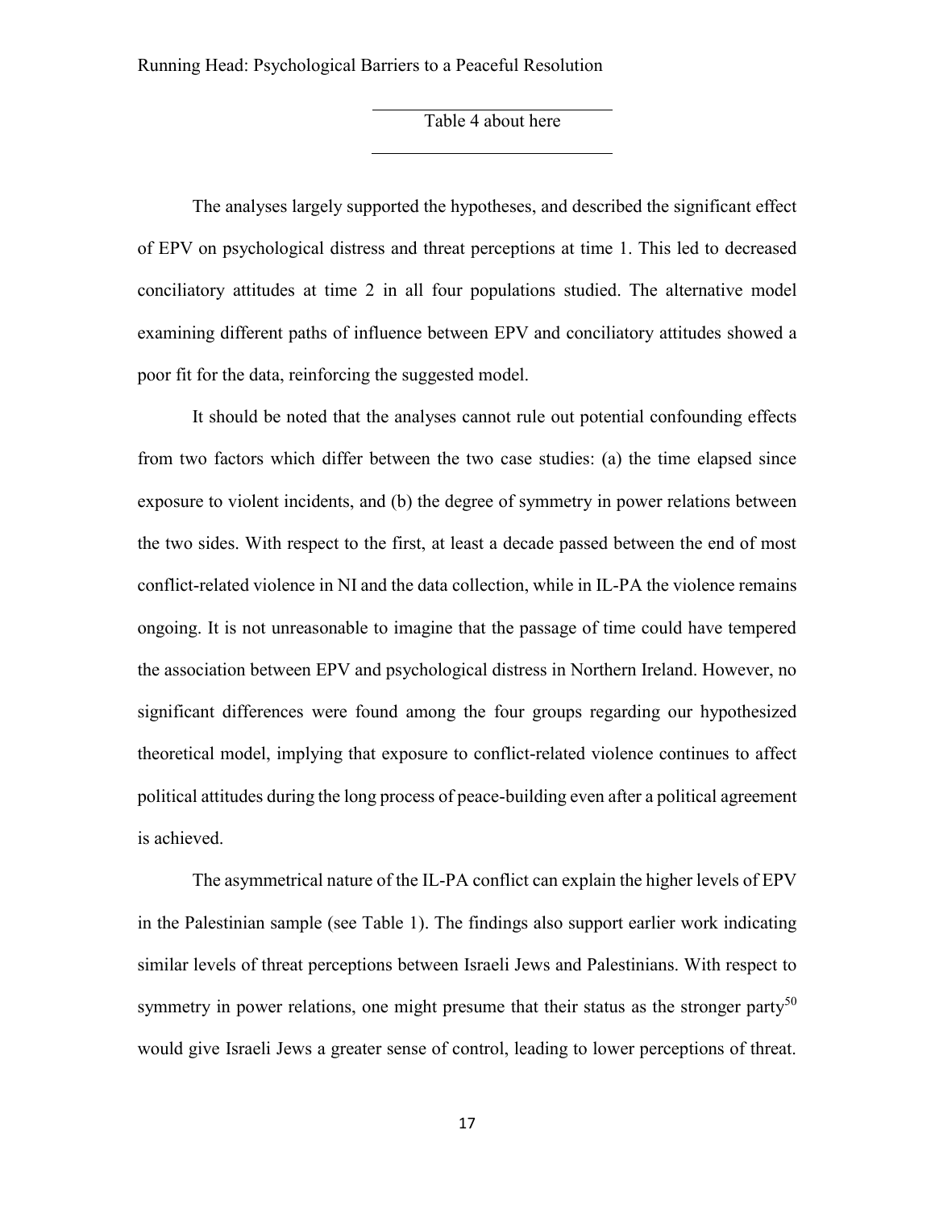Table 4 about here

The analyses largely supported the hypotheses, and described the significant effect of EPV on psychological distress and threat perceptions at time 1. This led to decreased conciliatory attitudes at time 2 in all four populations studied. The alternative model examining different paths of influence between EPV and conciliatory attitudes showed a poor fit for the data, reinforcing the suggested model.

It should be noted that the analyses cannot rule out potential confounding effects from two factors which differ between the two case studies: (a) the time elapsed since exposure to violent incidents, and (b) the degree of symmetry in power relations between the two sides. With respect to the first, at least a decade passed between the end of most conflict-related violence in NI and the data collection, while in IL-PA the violence remains ongoing. It is not unreasonable to imagine that the passage of time could have tempered the association between EPV and psychological distress in Northern Ireland. However, no significant differences were found among the four groups regarding our hypothesized theoretical model, implying that exposure to conflict-related violence continues to affect political attitudes during the long process of peace-building even after a political agreement is achieved.

The asymmetrical nature of the IL-PA conflict can explain the higher levels of EPV in the Palestinian sample (see Table 1). The findings also support earlier work indicating similar levels of threat perceptions between Israeli Jews and Palestinians. With respect to symmetry in power relations, one might presume that their status as the stronger party[50] would give Israeli Jews a greater sense of control, leading to lower perceptions of threat.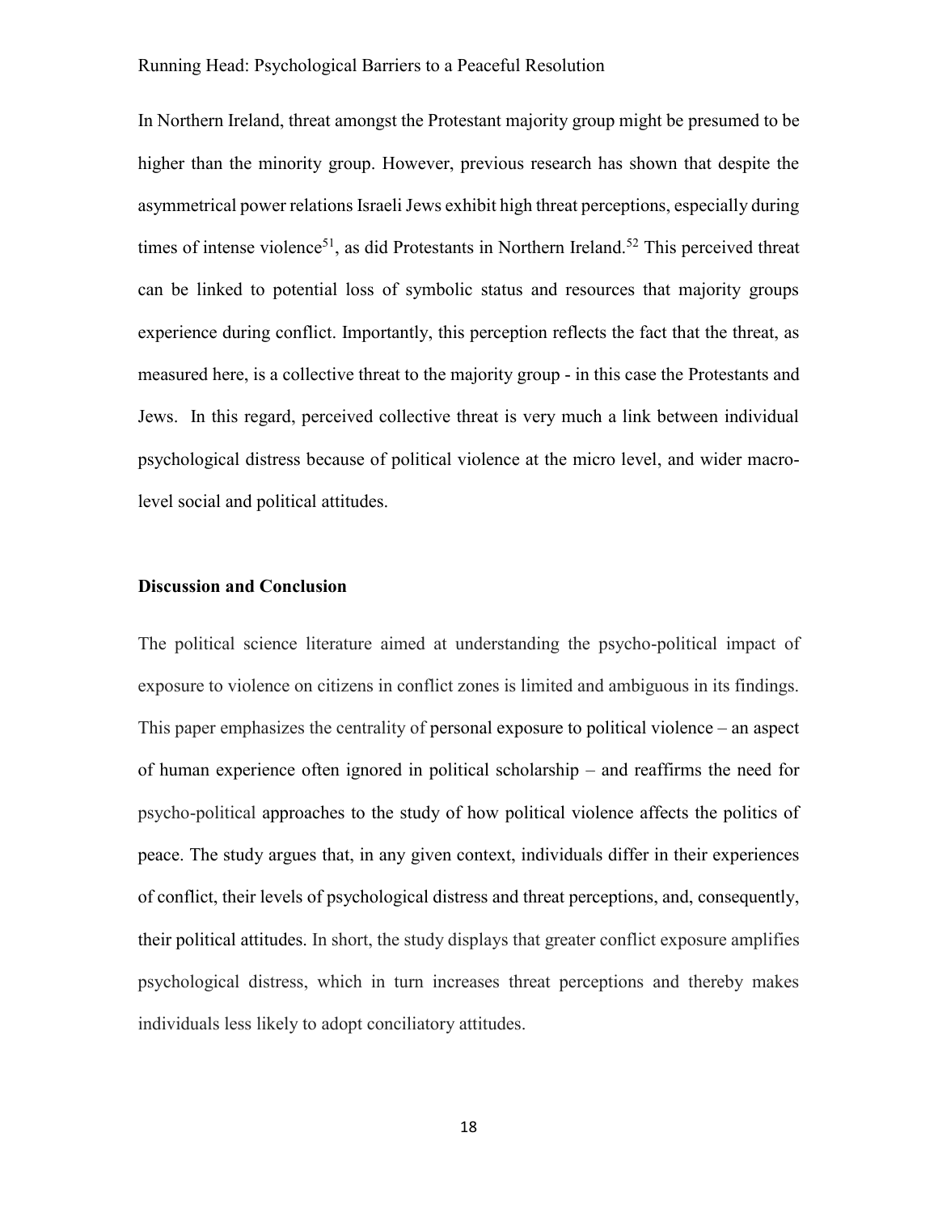In Northern Ireland, threat amongst the Protestant majority group might be presumed to be higher than the minority group. However, previous research has shown that despite the asymmetrical power relations Israeli Jews exhibit high threat perceptions, especially during times of intense violence[51], as did Protestants in Northern Ireland.[52] This perceived threat can be linked to potential loss of symbolic status and resources that majority groups experience during conflict. Importantly, this perception reflects the fact that the threat, as measured here, is a collective threat to the majority group - in this case the Protestants and Jews. In this regard, perceived collective threat is very much a link between individual psychological distress because of political violence at the micro level, and wider macro-level social and political attitudes.

## Discussion and Conclusion

The political science literature aimed at understanding the psycho-political impact of exposure to violence on citizens in conflict zones is limited and ambiguous in its findings. This paper emphasizes the centrality of personal exposure to political violence – an aspect of human experience often ignored in political scholarship – and reaffirms the need for psycho-political approaches to the study of how political violence affects the politics of peace. The study argues that, in any given context, individuals differ in their experiences of conflict, their levels of psychological distress and threat perceptions, and, consequently, their political attitudes. In short, the study displays that greater conflict exposure amplifies psychological distress, which in turn increases threat perceptions and thereby makes individuals less likely to adopt conciliatory attitudes.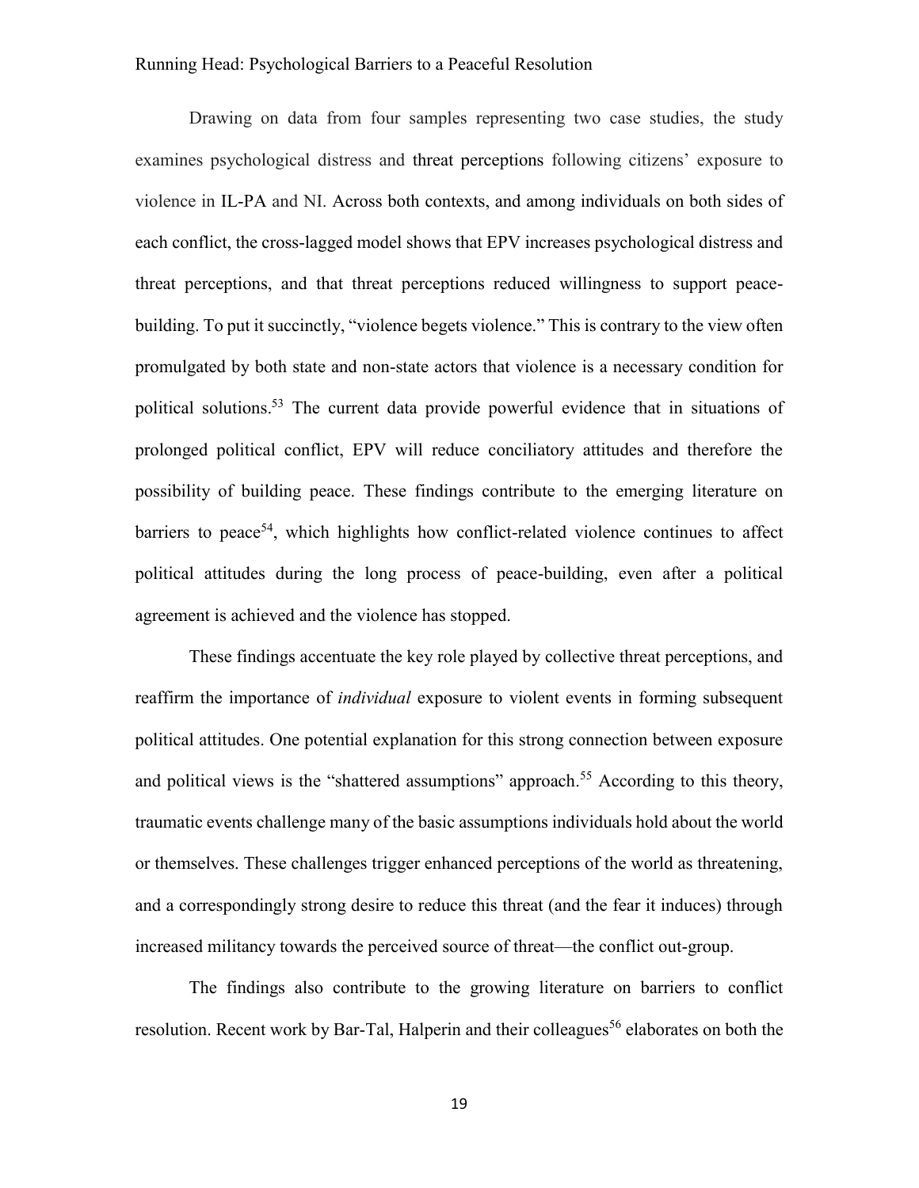Drawing on data from four samples representing two case studies, the study examines psychological distress and threat perceptions following citizens' exposure to violence in IL-PA and NI. Across both contexts, and among individuals on both sides of each conflict, the cross-lagged model shows that EPV increases psychological distress and threat perceptions, and that threat perceptions reduced willingness to support peace-building. To put it succinctly, "violence begets violence." This is contrary to the view often promulgated by both state and non-state actors that violence is a necessary condition for political solutions.[53] The current data provide powerful evidence that in situations of prolonged political conflict, EPV will reduce conciliatory attitudes and therefore the possibility of building peace. These findings contribute to the emerging literature on barriers to peace[54], which highlights how conflict-related violence continues to affect political attitudes during the long process of peace-building, even after a political agreement is achieved and the violence has stopped.

These findings accentuate the key role played by collective threat perceptions, and reaffirm the importance of *individual* exposure to violent events in forming subsequent political attitudes. One potential explanation for this strong connection between exposure and political views is the "shattered assumptions" approach.[55] According to this theory, traumatic events challenge many of the basic assumptions individuals hold about the world or themselves. These challenges trigger enhanced perceptions of the world as threatening, and a correspondingly strong desire to reduce this threat (and the fear it induces) through increased militancy towards the perceived source of threat—the conflict out-group.

The findings also contribute to the growing literature on barriers to conflict resolution. Recent work by Bar-Tal, Halperin and their colleagues[56] elaborates on both the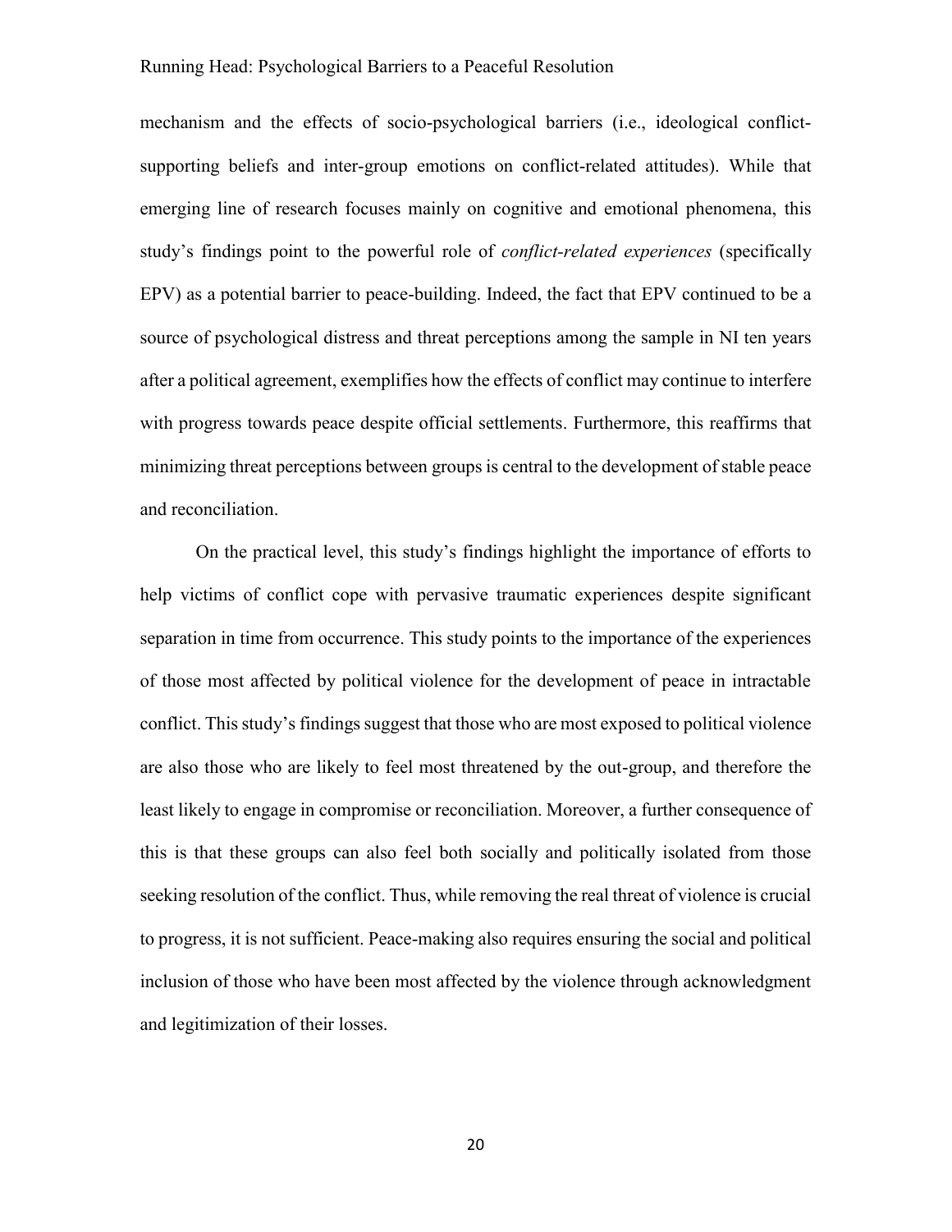mechanism and the effects of socio-psychological barriers (i.e., ideological conflict-supporting beliefs and inter-group emotions on conflict-related attitudes). While that emerging line of research focuses mainly on cognitive and emotional phenomena, this study's findings point to the powerful role of *conflict-related experiences* (specifically EPV) as a potential barrier to peace-building. Indeed, the fact that EPV continued to be a source of psychological distress and threat perceptions among the sample in NI ten years after a political agreement, exemplifies how the effects of conflict may continue to interfere with progress towards peace despite official settlements. Furthermore, this reaffirms that minimizing threat perceptions between groups is central to the development of stable peace and reconciliation.

On the practical level, this study's findings highlight the importance of efforts to help victims of conflict cope with pervasive traumatic experiences despite significant separation in time from occurrence. This study points to the importance of the experiences of those most affected by political violence for the development of peace in intractable conflict. This study's findings suggest that those who are most exposed to political violence are also those who are likely to feel most threatened by the out-group, and therefore the least likely to engage in compromise or reconciliation. Moreover, a further consequence of this is that these groups can also feel both socially and politically isolated from those seeking resolution of the conflict. Thus, while removing the real threat of violence is crucial to progress, it is not sufficient. Peace-making also requires ensuring the social and political inclusion of those who have been most affected by the violence through acknowledgment and legitimization of their losses.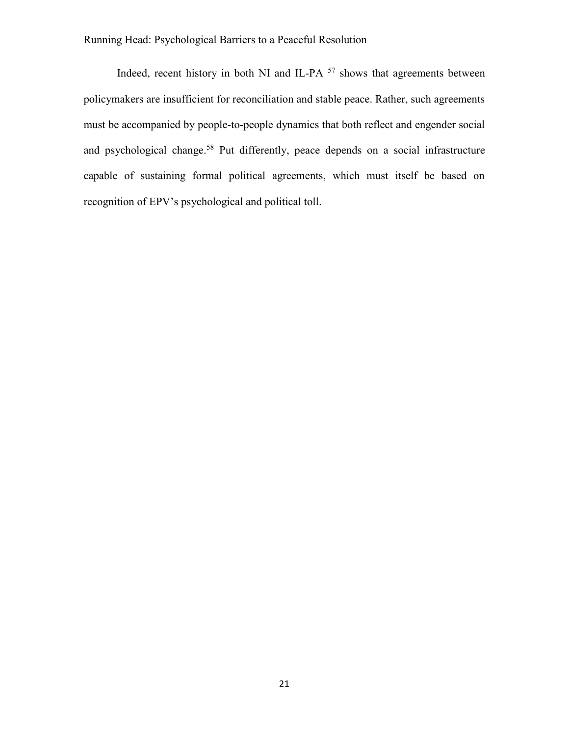Indeed, recent history in both NI and IL-PA [57] shows that agreements between policymakers are insufficient for reconciliation and stable peace. Rather, such agreements must be accompanied by people-to-people dynamics that both reflect and engender social and psychological change.[58] Put differently, peace depends on a social infrastructure capable of sustaining formal political agreements, which must itself be based on recognition of EPV's psychological and political toll.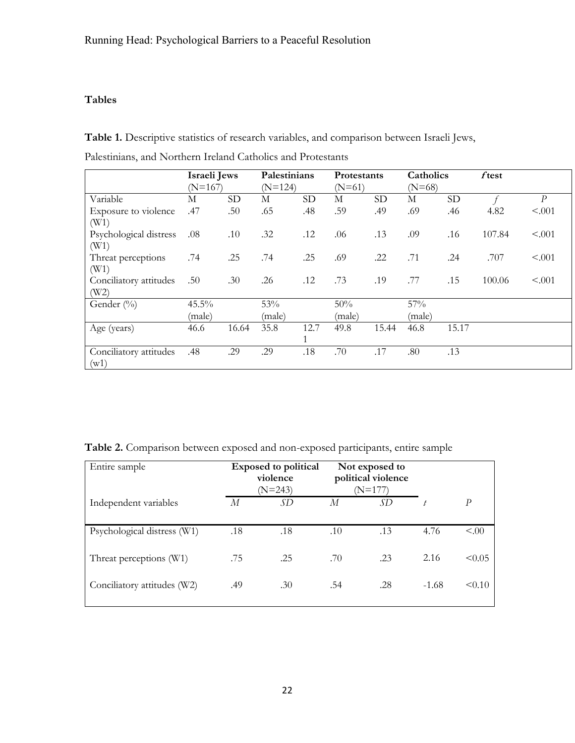**Tables**

**Table 1.** Descriptive statistics of research variables, and comparison between Israeli Jews, Palestinians, and Northern Ireland Catholics and Protestants

| | **Israeli Jews** (N=167) | | **Palestinians** (N=124) | | **Protestants** (N=61) | | **Catholics** (N=68) | | ***f* test** | |
|---|---|---|---|---|---|---|---|---|---|---|
| Variable | M | SD | M | SD | M | SD | M | SD | *f* | *P* |
| Exposure to violence (W1) | .47 | .50 | .65 | .48 | .59 | .49 | .69 | .46 | 4.82 | <.001 |
| Psychological distress (W1) | .08 | .10 | .32 | .12 | .06 | .13 | .09 | .16 | 107.84 | <.001 |
| Threat perceptions (W1) | .74 | .25 | .74 | .25 | .69 | .22 | .71 | .24 | .707 | <.001 |
| Conciliatory attitudes (W2) | .50 | .30 | .26 | .12 | .73 | .19 | .77 | .15 | 100.06 | <.001 |
| Gender (%) | 45.5% (male) | | 53% (male) | | 50% (male) | | 57% (male) | | | |
| Age (years) | 46.6 | 16.64 | 35.8 | 12.71 | 49.8 | 15.44 | 46.8 | 15.17 | | |
| Conciliatory attitudes (w1) | .48 | .29 | .29 | .18 | .70 | .17 | .80 | .13 | | |

**Table 2.** Comparison between exposed and non-exposed participants, entire sample

| Entire sample | **Exposed to political violence** (N=243) | | **Not exposed to political violence** (N=177) | | | |
|---|---|---|---|---|---|---|
| Independent variables | *M* | *SD* | *M* | *SD* | *t* | *P* |
| Psychological distress (W1) | .18 | .18 | .10 | .13 | 4.76 | <.00 |
| Threat perceptions (W1) | .75 | .25 | .70 | .23 | 2.16 | <0.05 |
| Conciliatory attitudes (W2) | .49 | .30 | .54 | .28 | -1.68 | <0.10 |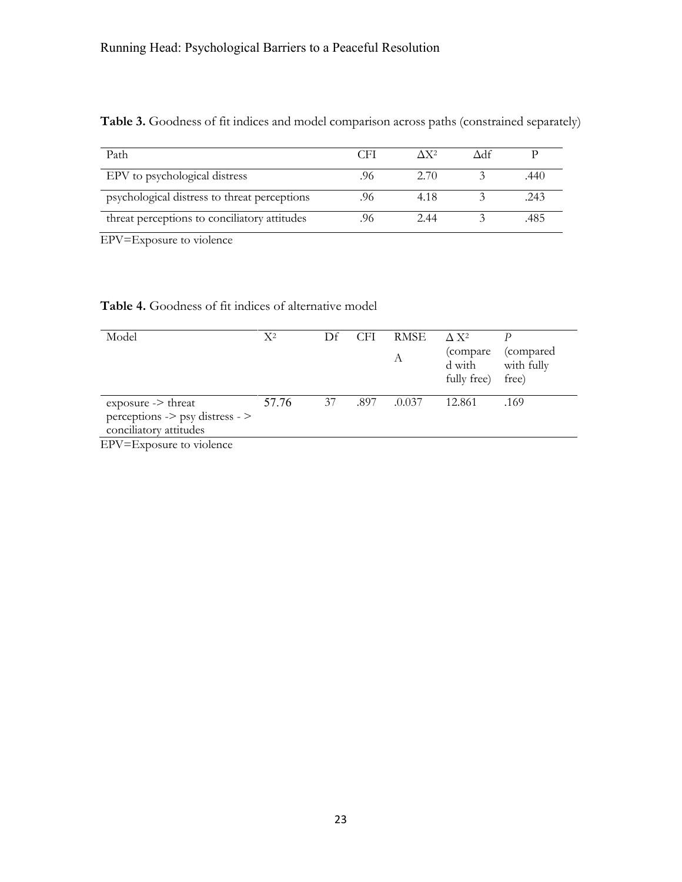**Table 3.** Goodness of fit indices and model comparison across paths (constrained separately)

| Path | CFI | $\Delta X^2$ | $\Delta$df | P |
|---|---|---|---|---|
| EPV to psychological distress | .96 | 2.70 | 3 | .440 |
| psychological distress to threat perceptions | .96 | 4.18 | 3 | .243 |
| threat perceptions to conciliatory attitudes | .96 | 2.44 | 3 | .485 |

EPV=Exposure to violence

**Table 4.** Goodness of fit indices of alternative model

| Model | $X^2$ | Df | CFI | RMSEA | $\Delta X^2$ (compared with fully free) | *P* (compared with fully free) |
|---|---|---|---|---|---|---|
| exposure -> threat perceptions -> psy distress - > conciliatory attitudes | 57.76 | 37 | .897 | .0.037 | 12.861 | .169 |

EPV=Exposure to violence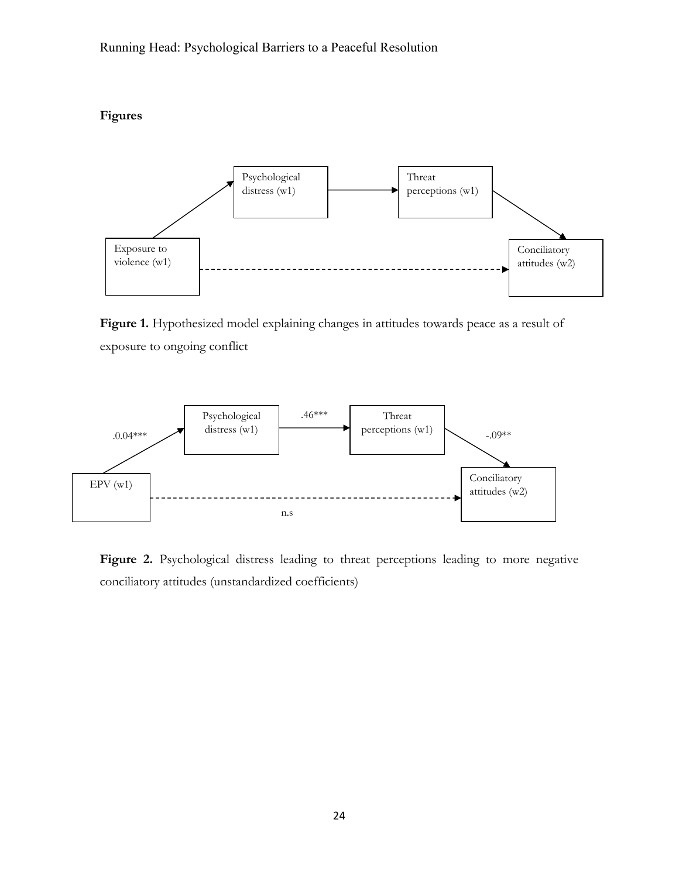**Figures**

Psychological distress (w1)

Threat perceptions (w1)

Exposure to violence (w1)

Conciliatory attitudes (w2)

**Figure 1.** Hypothesized model explaining changes in attitudes towards peace as a result of exposure to ongoing conflict

Psychological distress (w1)

.46***

Threat perceptions (w1)

.0.04***

-.09**

EPV (w1)

Conciliatory attitudes (w2)

n.s

**Figure 2.** Psychological distress leading to threat perceptions leading to more negative conciliatory attitudes (unstandardized coefficients)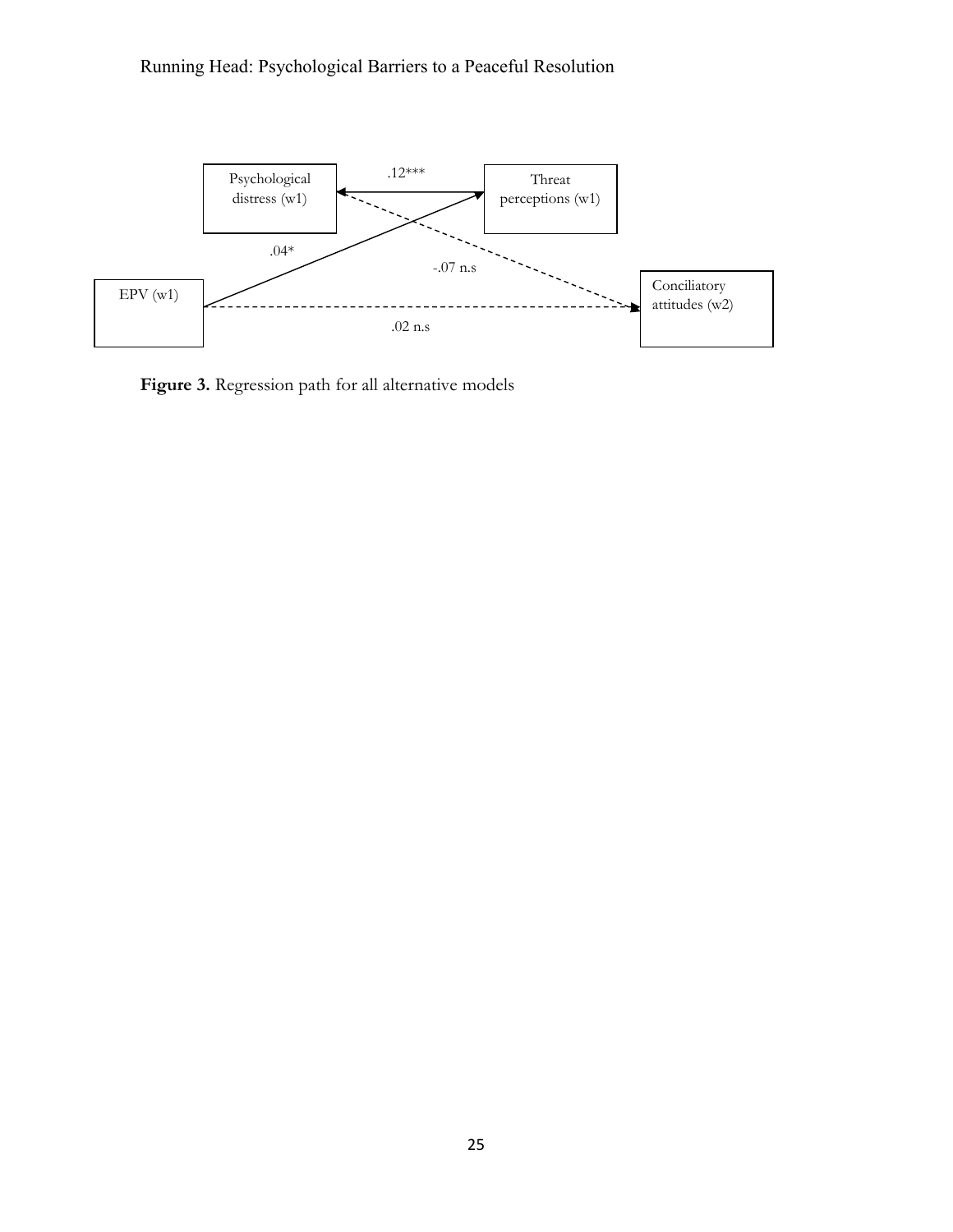Psychological distress (w1)

Threat perceptions (w1)

EPV (w1)

Conciliatory attitudes (w2)

.12***

.04*

-.07 n.s

.02 n.s

**Figure 3.** Regression path for all alternative models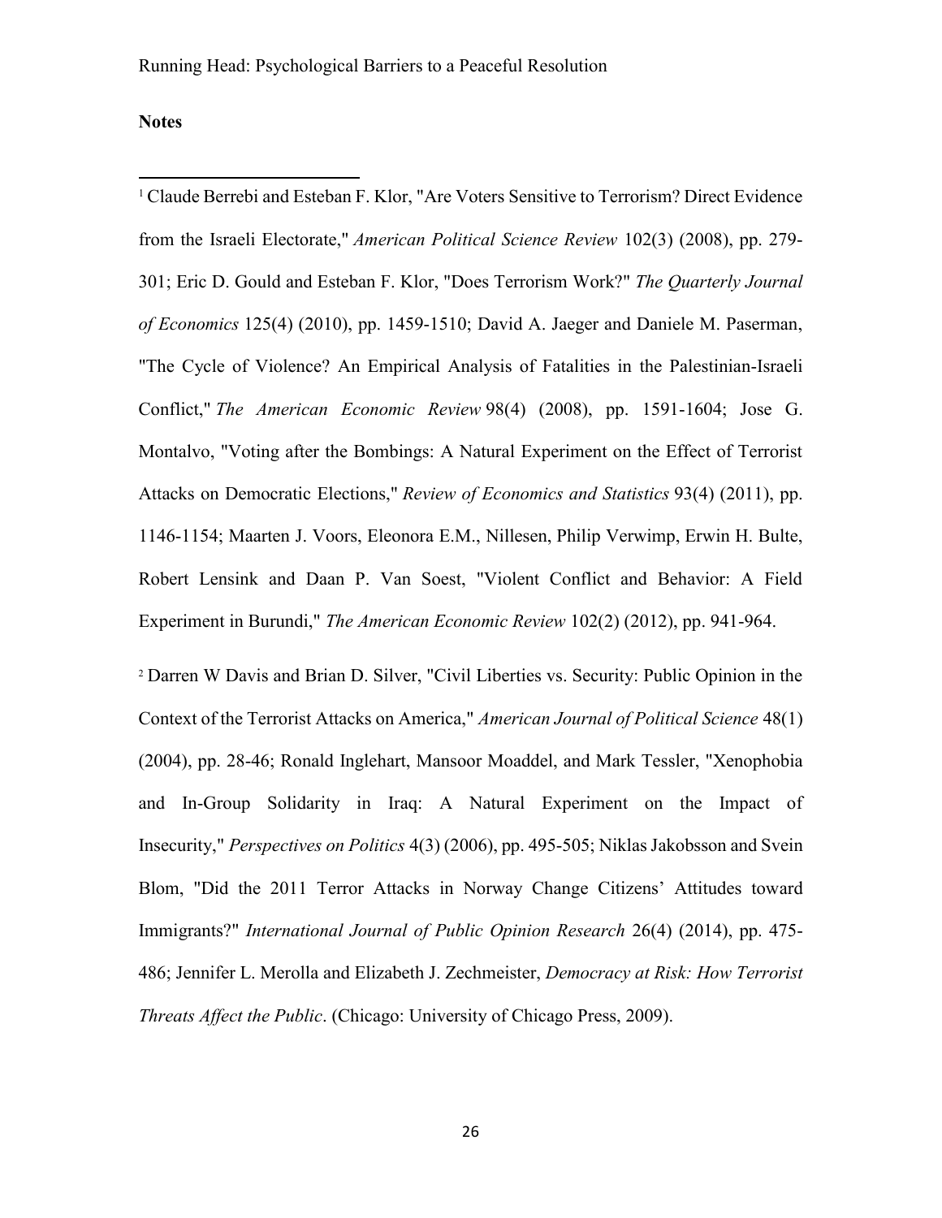**Notes**

[1] Claude Berrebi and Esteban F. Klor, "Are Voters Sensitive to Terrorism? Direct Evidence from the Israeli Electorate," *American Political Science Review* 102(3) (2008), pp. 279-301; Eric D. Gould and Esteban F. Klor, "Does Terrorism Work?" *The Quarterly Journal of Economics* 125(4) (2010), pp. 1459-1510; David A. Jaeger and Daniele M. Paserman, "The Cycle of Violence? An Empirical Analysis of Fatalities in the Palestinian-Israeli Conflict," *The American Economic Review* 98(4) (2008), pp. 1591-1604; Jose G. Montalvo, "Voting after the Bombings: A Natural Experiment on the Effect of Terrorist Attacks on Democratic Elections," *Review of Economics and Statistics* 93(4) (2011), pp. 1146-1154; Maarten J. Voors, Eleonora E.M., Nillesen, Philip Verwimp, Erwin H. Bulte, Robert Lensink and Daan P. Van Soest, "Violent Conflict and Behavior: A Field Experiment in Burundi," *The American Economic Review* 102(2) (2012), pp. 941-964.

[2] Darren W Davis and Brian D. Silver, "Civil Liberties vs. Security: Public Opinion in the Context of the Terrorist Attacks on America," *American Journal of Political Science* 48(1) (2004), pp. 28-46; Ronald Inglehart, Mansoor Moaddel, and Mark Tessler, "Xenophobia and In-Group Solidarity in Iraq: A Natural Experiment on the Impact of Insecurity," *Perspectives on Politics* 4(3) (2006), pp. 495-505; Niklas Jakobsson and Svein Blom, "Did the 2011 Terror Attacks in Norway Change Citizens' Attitudes toward Immigrants?" *International Journal of Public Opinion Research* 26(4) (2014), pp. 475-486; Jennifer L. Merolla and Elizabeth J. Zechmeister, *Democracy at Risk: How Terrorist Threats Affect the Public*. (Chicago: University of Chicago Press, 2009).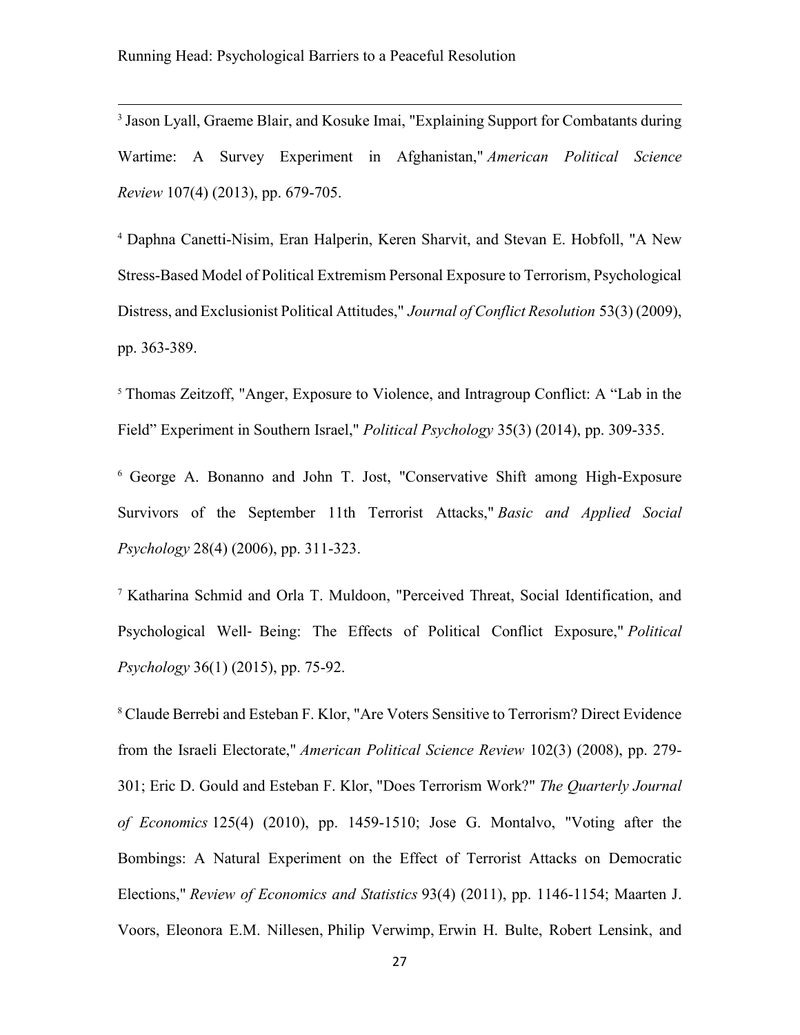[3] Jason Lyall, Graeme Blair, and Kosuke Imai, "Explaining Support for Combatants during Wartime: A Survey Experiment in Afghanistan," *American Political Science Review* 107(4) (2013), pp. 679-705.

[4] Daphna Canetti-Nisim, Eran Halperin, Keren Sharvit, and Stevan E. Hobfoll, "A New Stress-Based Model of Political Extremism Personal Exposure to Terrorism, Psychological Distress, and Exclusionist Political Attitudes," *Journal of Conflict Resolution* 53(3) (2009), pp. 363-389.

[5] Thomas Zeitzoff, "Anger, Exposure to Violence, and Intragroup Conflict: A "Lab in the Field" Experiment in Southern Israel," *Political Psychology* 35(3) (2014), pp. 309-335.

[6] George A. Bonanno and John T. Jost, "Conservative Shift among High-Exposure Survivors of the September 11th Terrorist Attacks," *Basic and Applied Social Psychology* 28(4) (2006), pp. 311-323.

[7] Katharina Schmid and Orla T. Muldoon, "Perceived Threat, Social Identification, and Psychological Well‐ Being: The Effects of Political Conflict Exposure," *Political Psychology* 36(1) (2015), pp. 75-92.

[8] Claude Berrebi and Esteban F. Klor, "Are Voters Sensitive to Terrorism? Direct Evidence from the Israeli Electorate," *American Political Science Review* 102(3) (2008), pp. 279-301; Eric D. Gould and Esteban F. Klor, "Does Terrorism Work?" *The Quarterly Journal of Economics* 125(4) (2010), pp. 1459-1510; Jose G. Montalvo, "Voting after the Bombings: A Natural Experiment on the Effect of Terrorist Attacks on Democratic Elections," *Review of Economics and Statistics* 93(4) (2011), pp. 1146-1154; Maarten J. Voors, Eleonora E.M. Nillesen, Philip Verwimp, Erwin H. Bulte, Robert Lensink, and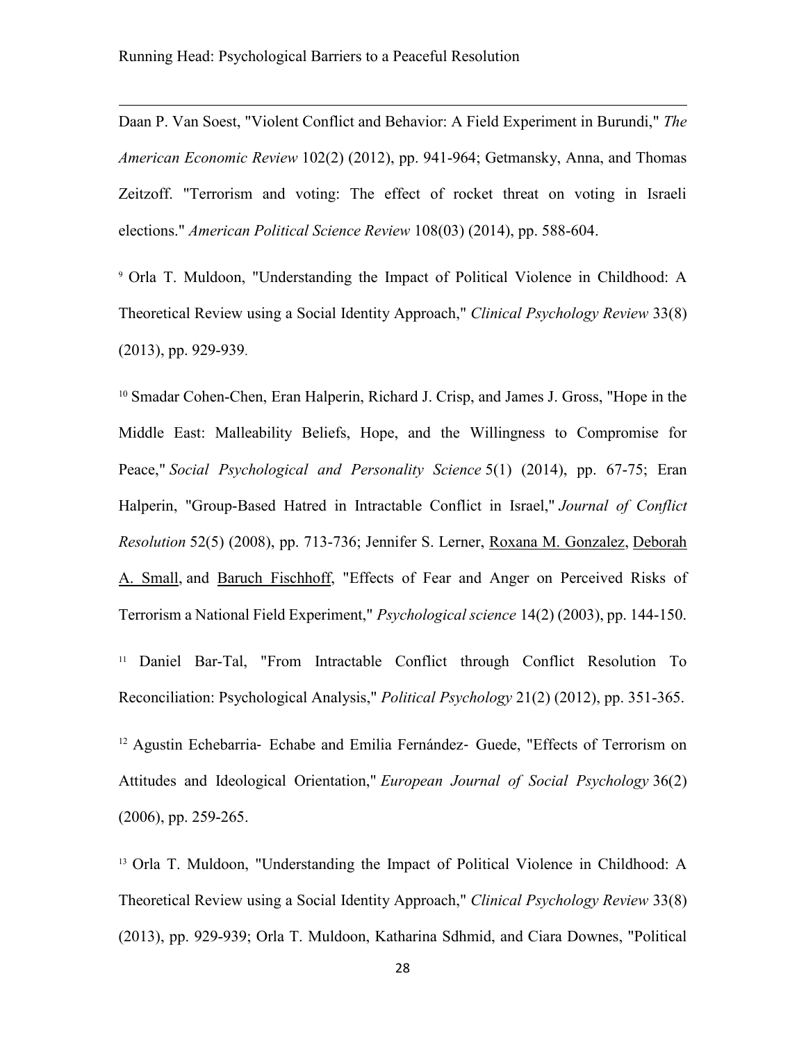Daan P. Van Soest, "Violent Conflict and Behavior: A Field Experiment in Burundi," *The American Economic Review* 102(2) (2012), pp. 941-964; Getmansky, Anna, and Thomas Zeitzoff. "Terrorism and voting: The effect of rocket threat on voting in Israeli elections." *American Political Science Review* 108(03) (2014), pp. 588-604.

[9] Orla T. Muldoon, "Understanding the Impact of Political Violence in Childhood: A Theoretical Review using a Social Identity Approach," *Clinical Psychology Review* 33(8) (2013), pp. 929-939.

[10] Smadar Cohen-Chen, Eran Halperin, Richard J. Crisp, and James J. Gross, "Hope in the Middle East: Malleability Beliefs, Hope, and the Willingness to Compromise for Peace," *Social Psychological and Personality Science* 5(1) (2014), pp. 67-75; Eran Halperin, "Group-Based Hatred in Intractable Conflict in Israel," *Journal of Conflict Resolution* 52(5) (2008), pp. 713-736; Jennifer S. Lerner, Roxana M. Gonzalez, Deborah A. Small, and Baruch Fischhoff, "Effects of Fear and Anger on Perceived Risks of Terrorism a National Field Experiment," *Psychological science* 14(2) (2003), pp. 144-150.

[11] Daniel Bar-Tal, "From Intractable Conflict through Conflict Resolution To Reconciliation: Psychological Analysis," *Political Psychology* 21(2) (2012), pp. 351-365.

[12] Agustin Echebarria- Echabe and Emilia Fernández- Guede, "Effects of Terrorism on Attitudes and Ideological Orientation," *European Journal of Social Psychology* 36(2) (2006), pp. 259-265.

[13] Orla T. Muldoon, "Understanding the Impact of Political Violence in Childhood: A Theoretical Review using a Social Identity Approach," *Clinical Psychology Review* 33(8) (2013), pp. 929-939; Orla T. Muldoon, Katharina Sdhmid, and Ciara Downes, "Political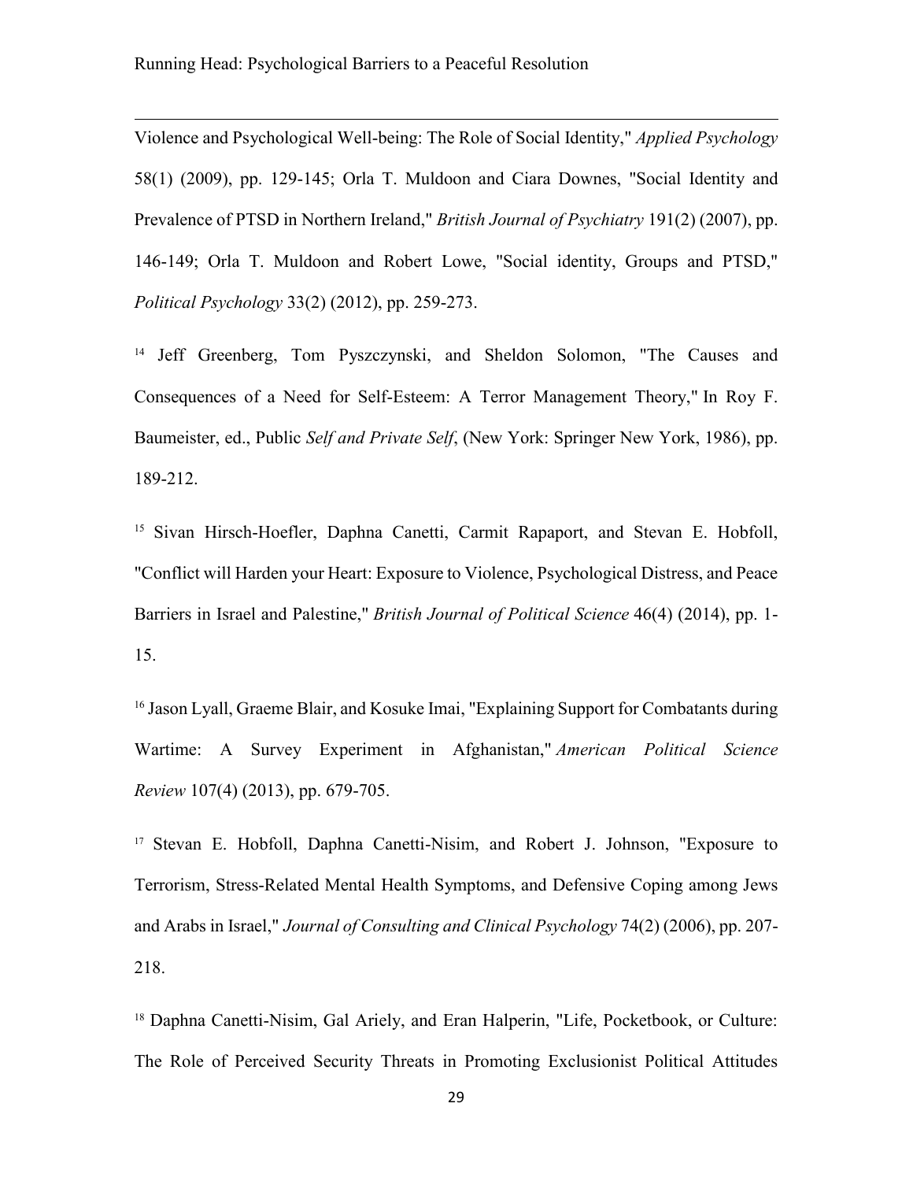Violence and Psychological Well-being: The Role of Social Identity," *Applied Psychology* 58(1) (2009), pp. 129-145; Orla T. Muldoon and Ciara Downes, "Social Identity and Prevalence of PTSD in Northern Ireland," *British Journal of Psychiatry* 191(2) (2007), pp. 146-149; Orla T. Muldoon and Robert Lowe, "Social identity, Groups and PTSD," *Political Psychology* 33(2) (2012), pp. 259-273.

[14] Jeff Greenberg, Tom Pyszczynski, and Sheldon Solomon, "The Causes and Consequences of a Need for Self-Esteem: A Terror Management Theory," In Roy F. Baumeister, ed., Public *Self and Private Self*, (New York: Springer New York, 1986), pp. 189-212.

[15] Sivan Hirsch-Hoefler, Daphna Canetti, Carmit Rapaport, and Stevan E. Hobfoll, "Conflict will Harden your Heart: Exposure to Violence, Psychological Distress, and Peace Barriers in Israel and Palestine," *British Journal of Political Science* 46(4) (2014), pp. 1-15.

[16] Jason Lyall, Graeme Blair, and Kosuke Imai, "Explaining Support for Combatants during Wartime: A Survey Experiment in Afghanistan," *American Political Science Review* 107(4) (2013), pp. 679-705.

[17] Stevan E. Hobfoll, Daphna Canetti-Nisim, and Robert J. Johnson, "Exposure to Terrorism, Stress-Related Mental Health Symptoms, and Defensive Coping among Jews and Arabs in Israel," *Journal of Consulting and Clinical Psychology* 74(2) (2006), pp. 207-218.

[18] Daphna Canetti-Nisim, Gal Ariely, and Eran Halperin, "Life, Pocketbook, or Culture: The Role of Perceived Security Threats in Promoting Exclusionist Political Attitudes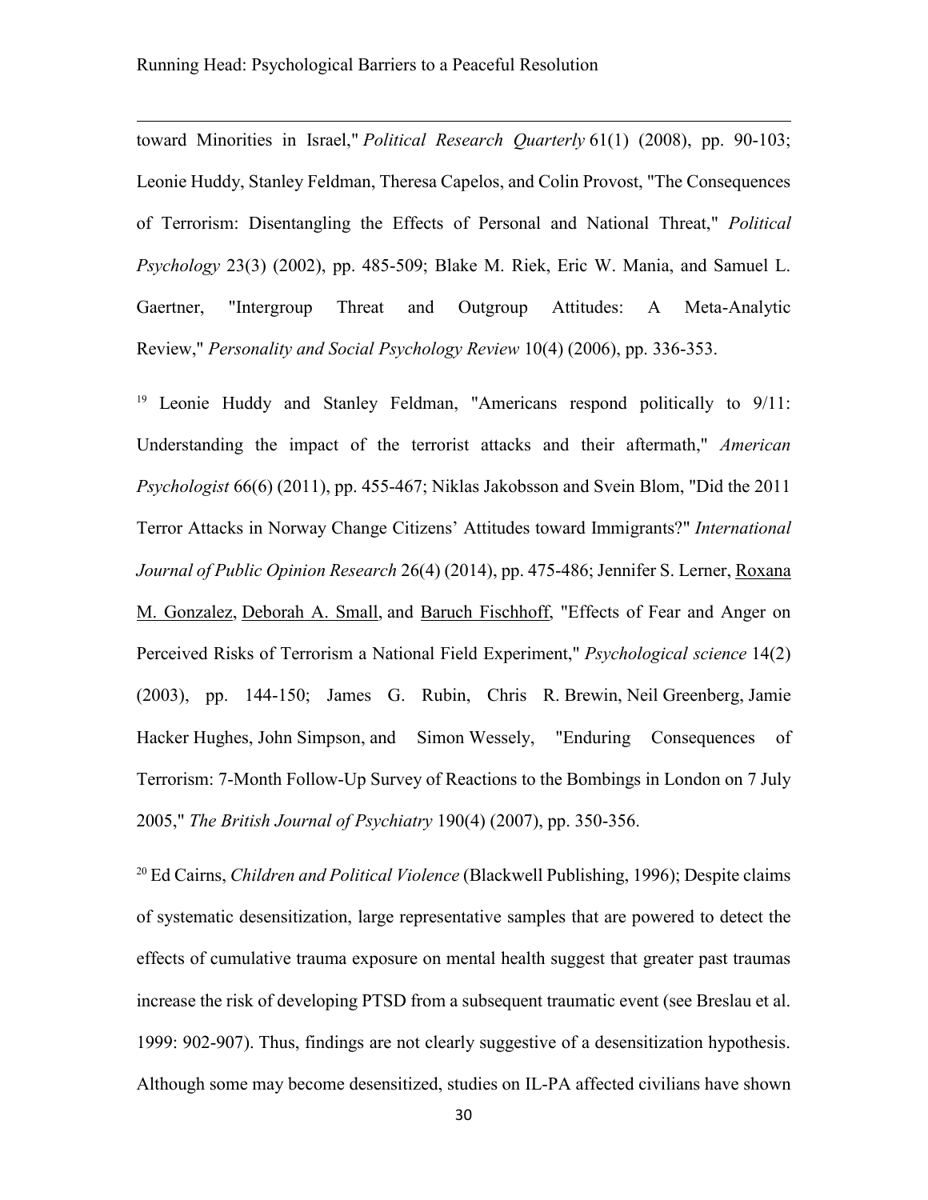toward Minorities in Israel," *Political Research Quarterly* 61(1) (2008), pp. 90-103; Leonie Huddy, Stanley Feldman, Theresa Capelos, and Colin Provost, "The Consequences of Terrorism: Disentangling the Effects of Personal and National Threat," *Political Psychology* 23(3) (2002), pp. 485-509; Blake M. Riek, Eric W. Mania, and Samuel L. Gaertner, "Intergroup Threat and Outgroup Attitudes: A Meta-Analytic Review," *Personality and Social Psychology Review* 10(4) (2006), pp. 336-353.

[19] Leonie Huddy and Stanley Feldman, "Americans respond politically to 9/11: Understanding the impact of the terrorist attacks and their aftermath," *American Psychologist* 66(6) (2011), pp. 455-467; Niklas Jakobsson and Svein Blom, "Did the 2011 Terror Attacks in Norway Change Citizens' Attitudes toward Immigrants?" *International Journal of Public Opinion Research* 26(4) (2014), pp. 475-486; Jennifer S. Lerner, Roxana M. Gonzalez, Deborah A. Small, and Baruch Fischhoff, "Effects of Fear and Anger on Perceived Risks of Terrorism a National Field Experiment," *Psychological science* 14(2) (2003), pp. 144-150; James G. Rubin, Chris R. Brewin, Neil Greenberg, Jamie Hacker Hughes, John Simpson, and Simon Wessely, "Enduring Consequences of Terrorism: 7-Month Follow-Up Survey of Reactions to the Bombings in London on 7 July 2005," *The British Journal of Psychiatry* 190(4) (2007), pp. 350-356.

[20] Ed Cairns, *Children and Political Violence* (Blackwell Publishing, 1996); Despite claims of systematic desensitization, large representative samples that are powered to detect the effects of cumulative trauma exposure on mental health suggest that greater past traumas increase the risk of developing PTSD from a subsequent traumatic event (see Breslau et al. 1999: 902-907). Thus, findings are not clearly suggestive of a desensitization hypothesis. Although some may become desensitized, studies on IL-PA affected civilians have shown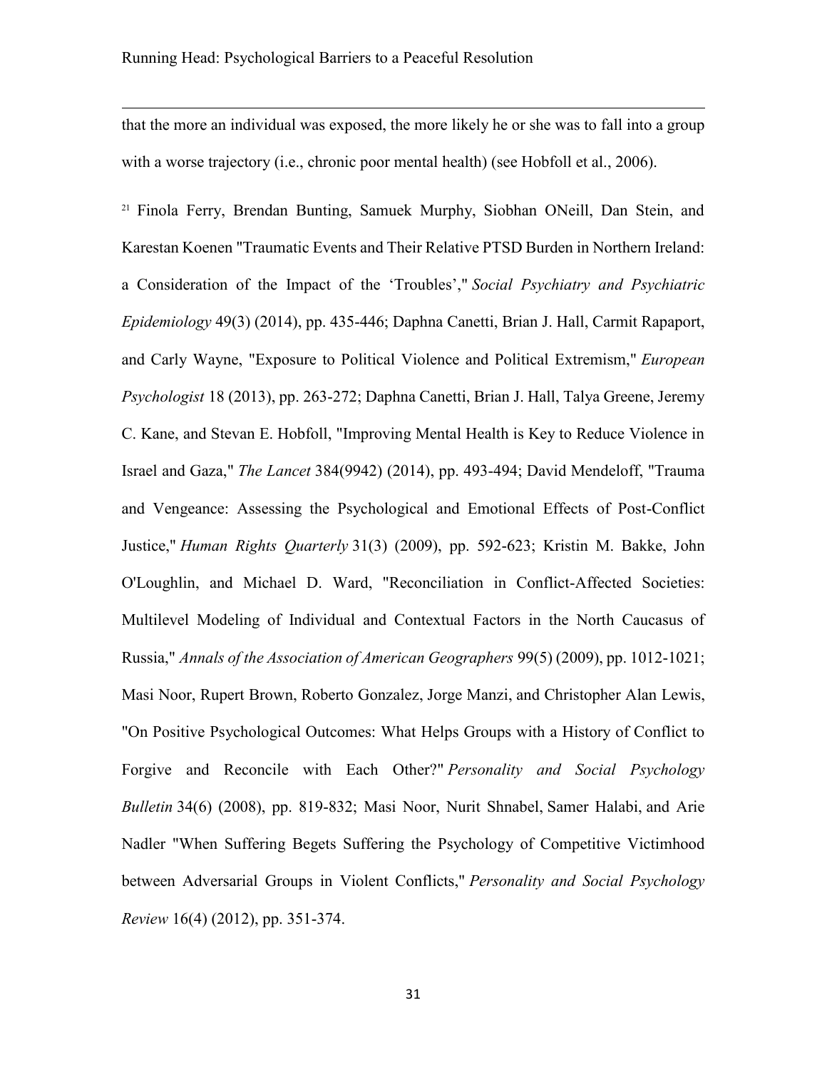that the more an individual was exposed, the more likely he or she was to fall into a group with a worse trajectory (i.e., chronic poor mental health) (see Hobfoll et al., 2006).

[21] Finola Ferry, Brendan Bunting, Samuek Murphy, Siobhan ONeill, Dan Stein, and Karestan Koenen "Traumatic Events and Their Relative PTSD Burden in Northern Ireland: a Consideration of the Impact of the 'Troubles'," *Social Psychiatry and Psychiatric Epidemiology* 49(3) (2014), pp. 435-446; Daphna Canetti, Brian J. Hall, Carmit Rapaport, and Carly Wayne, "Exposure to Political Violence and Political Extremism," *European Psychologist* 18 (2013), pp. 263-272; Daphna Canetti, Brian J. Hall, Talya Greene, Jeremy C. Kane, and Stevan E. Hobfoll, "Improving Mental Health is Key to Reduce Violence in Israel and Gaza," *The Lancet* 384(9942) (2014), pp. 493-494; David Mendeloff, "Trauma and Vengeance: Assessing the Psychological and Emotional Effects of Post-Conflict Justice," *Human Rights Quarterly* 31(3) (2009), pp. 592-623; Kristin M. Bakke, John O'Loughlin, and Michael D. Ward, "Reconciliation in Conflict-Affected Societies: Multilevel Modeling of Individual and Contextual Factors in the North Caucasus of Russia," *Annals of the Association of American Geographers* 99(5) (2009), pp. 1012-1021; Masi Noor, Rupert Brown, Roberto Gonzalez, Jorge Manzi, and Christopher Alan Lewis, "On Positive Psychological Outcomes: What Helps Groups with a History of Conflict to Forgive and Reconcile with Each Other?" *Personality and Social Psychology Bulletin* 34(6) (2008), pp. 819-832; Masi Noor, Nurit Shnabel, Samer Halabi, and Arie Nadler "When Suffering Begets Suffering the Psychology of Competitive Victimhood between Adversarial Groups in Violent Conflicts," *Personality and Social Psychology Review* 16(4) (2012), pp. 351-374.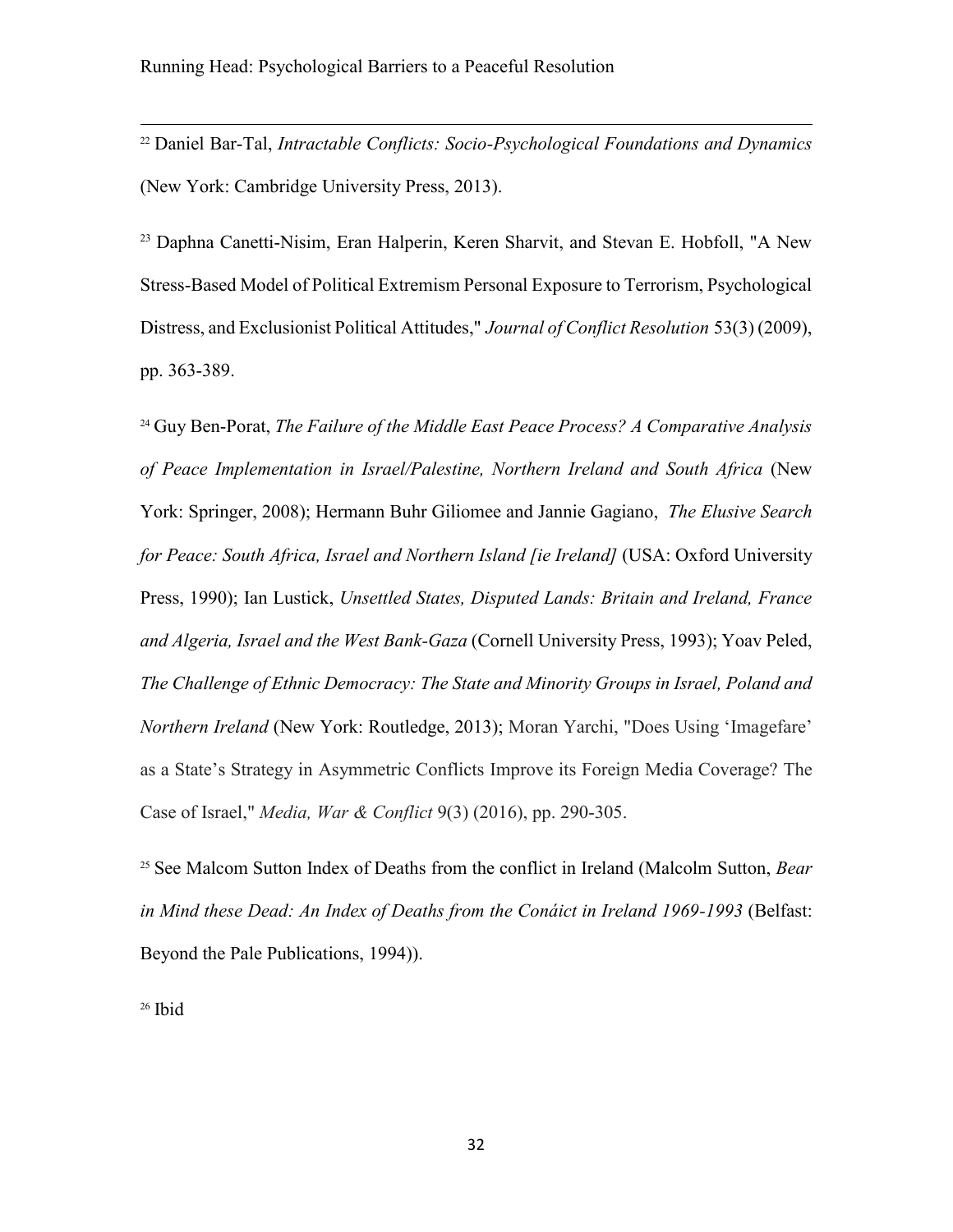[22] Daniel Bar-Tal, *Intractable Conflicts: Socio-Psychological Foundations and Dynamics* (New York: Cambridge University Press, 2013).

[23] Daphna Canetti-Nisim, Eran Halperin, Keren Sharvit, and Stevan E. Hobfoll, "A New Stress-Based Model of Political Extremism Personal Exposure to Terrorism, Psychological Distress, and Exclusionist Political Attitudes," *Journal of Conflict Resolution* 53(3) (2009), pp. 363-389.

[24] Guy Ben-Porat, *The Failure of the Middle East Peace Process? A Comparative Analysis of Peace Implementation in Israel/Palestine, Northern Ireland and South Africa* (New York: Springer, 2008); Hermann Buhr Giliomee and Jannie Gagiano, *The Elusive Search for Peace: South Africa, Israel and Northern Island [ie Ireland]* (USA: Oxford University Press, 1990); Ian Lustick, *Unsettled States, Disputed Lands: Britain and Ireland, France and Algeria, Israel and the West Bank-Gaza* (Cornell University Press, 1993); Yoav Peled, *The Challenge of Ethnic Democracy: The State and Minority Groups in Israel, Poland and Northern Ireland* (New York: Routledge, 2013); Moran Yarchi, "Does Using 'Imagefare' as a State's Strategy in Asymmetric Conflicts Improve its Foreign Media Coverage? The Case of Israel," *Media, War & Conflict* 9(3) (2016), pp. 290-305.

[25] See Malcom Sutton Index of Deaths from the conflict in Ireland (Malcolm Sutton, *Bear in Mind these Dead: An Index of Deaths from the Conáict in Ireland 1969-1993* (Belfast: Beyond the Pale Publications, 1994)).

[26] Ibid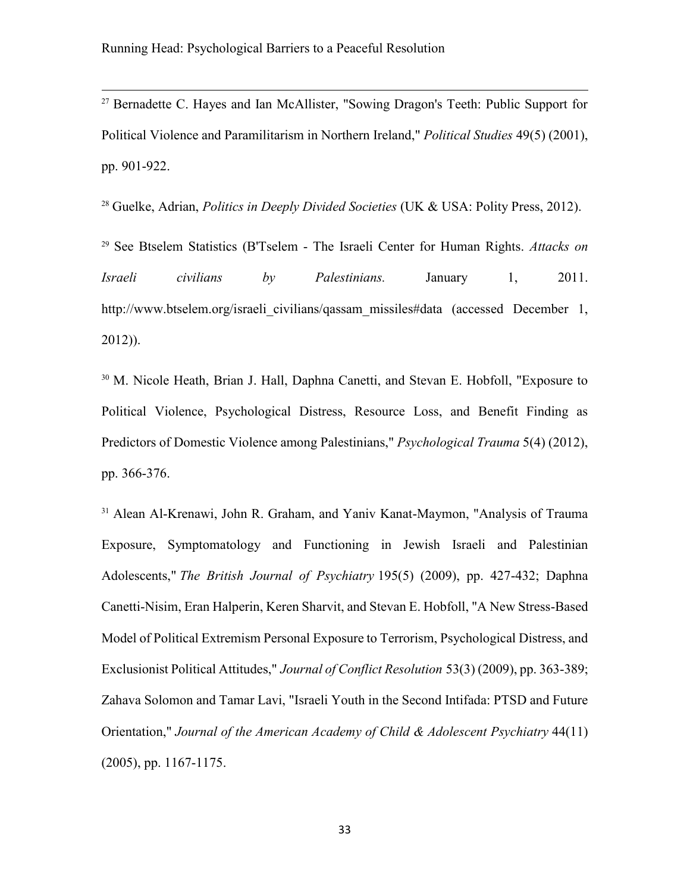[27] Bernadette C. Hayes and Ian McAllister, "Sowing Dragon's Teeth: Public Support for Political Violence and Paramilitarism in Northern Ireland," *Political Studies* 49(5) (2001), pp. 901-922.

[28] Guelke, Adrian, *Politics in Deeply Divided Societies* (UK & USA: Polity Press, 2012).

[29] See Btselem Statistics (B'Tselem - The Israeli Center for Human Rights. *Attacks on Israeli civilians by Palestinians.* January 1, 2011. http://www.btselem.org/israeli_civilians/qassam_missiles#data (accessed December 1, 2012)).

[30] M. Nicole Heath, Brian J. Hall, Daphna Canetti, and Stevan E. Hobfoll, "Exposure to Political Violence, Psychological Distress, Resource Loss, and Benefit Finding as Predictors of Domestic Violence among Palestinians," *Psychological Trauma* 5(4) (2012), pp. 366-376.

[31] Alean Al-Krenawi, John R. Graham, and Yaniv Kanat-Maymon, "Analysis of Trauma Exposure, Symptomatology and Functioning in Jewish Israeli and Palestinian Adolescents," *The British Journal of Psychiatry* 195(5) (2009), pp. 427-432; Daphna Canetti-Nisim, Eran Halperin, Keren Sharvit, and Stevan E. Hobfoll, "A New Stress-Based Model of Political Extremism Personal Exposure to Terrorism, Psychological Distress, and Exclusionist Political Attitudes," *Journal of Conflict Resolution* 53(3) (2009), pp. 363-389; Zahava Solomon and Tamar Lavi, "Israeli Youth in the Second Intifada: PTSD and Future Orientation," *Journal of the American Academy of Child & Adolescent Psychiatry* 44(11) (2005), pp. 1167-1175.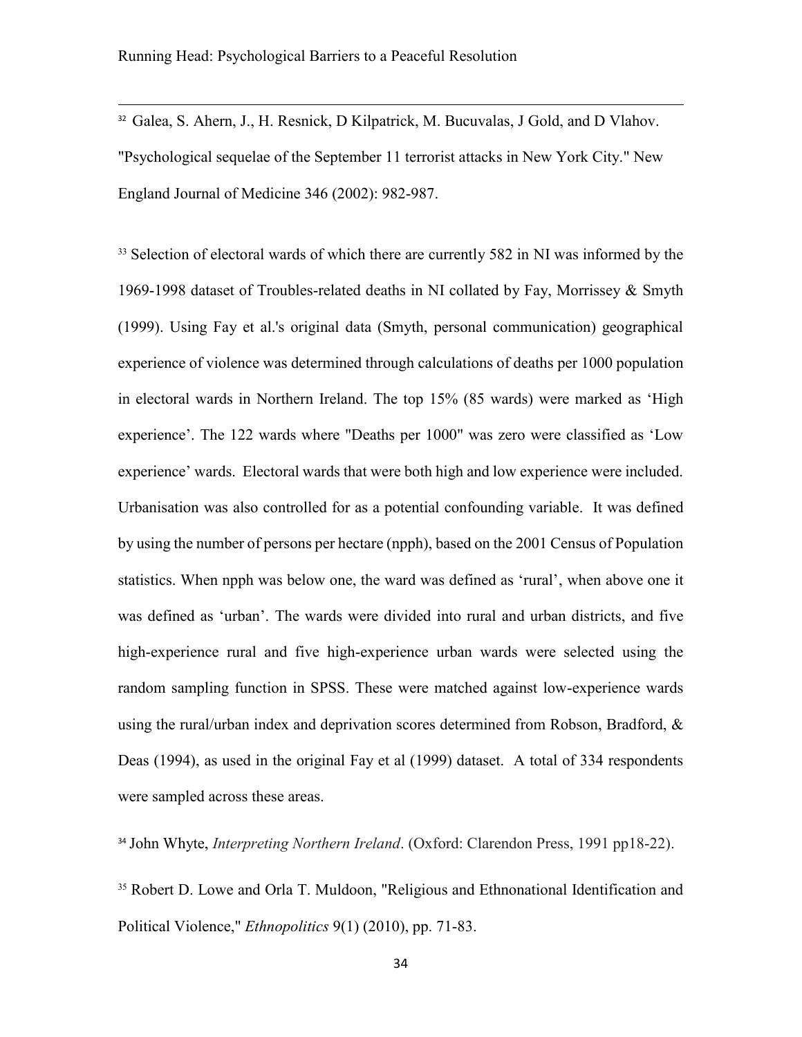[32] Galea, S. Ahern, J., H. Resnick, D Kilpatrick, M. Bucuvalas, J Gold, and D Vlahov. "Psychological sequelae of the September 11 terrorist attacks in New York City." New England Journal of Medicine 346 (2002): 982-987.

[33] Selection of electoral wards of which there are currently 582 in NI was informed by the 1969-1998 dataset of Troubles-related deaths in NI collated by Fay, Morrissey & Smyth (1999). Using Fay et al.'s original data (Smyth, personal communication) geographical experience of violence was determined through calculations of deaths per 1000 population in electoral wards in Northern Ireland. The top 15% (85 wards) were marked as 'High experience'. The 122 wards where "Deaths per 1000" was zero were classified as 'Low experience' wards. Electoral wards that were both high and low experience were included. Urbanisation was also controlled for as a potential confounding variable. It was defined by using the number of persons per hectare (npph), based on the 2001 Census of Population statistics. When npph was below one, the ward was defined as 'rural', when above one it was defined as 'urban'. The wards were divided into rural and urban districts, and five high-experience rural and five high-experience urban wards were selected using the random sampling function in SPSS. These were matched against low-experience wards using the rural/urban index and deprivation scores determined from Robson, Bradford, & Deas (1994), as used in the original Fay et al (1999) dataset. A total of 334 respondents were sampled across these areas.

[34] John Whyte, *Interpreting Northern Ireland*. (Oxford: Clarendon Press, 1991 pp18-22).

[35] Robert D. Lowe and Orla T. Muldoon, "Religious and Ethnonational Identification and Political Violence," *Ethnopolitics* 9(1) (2010), pp. 71-83.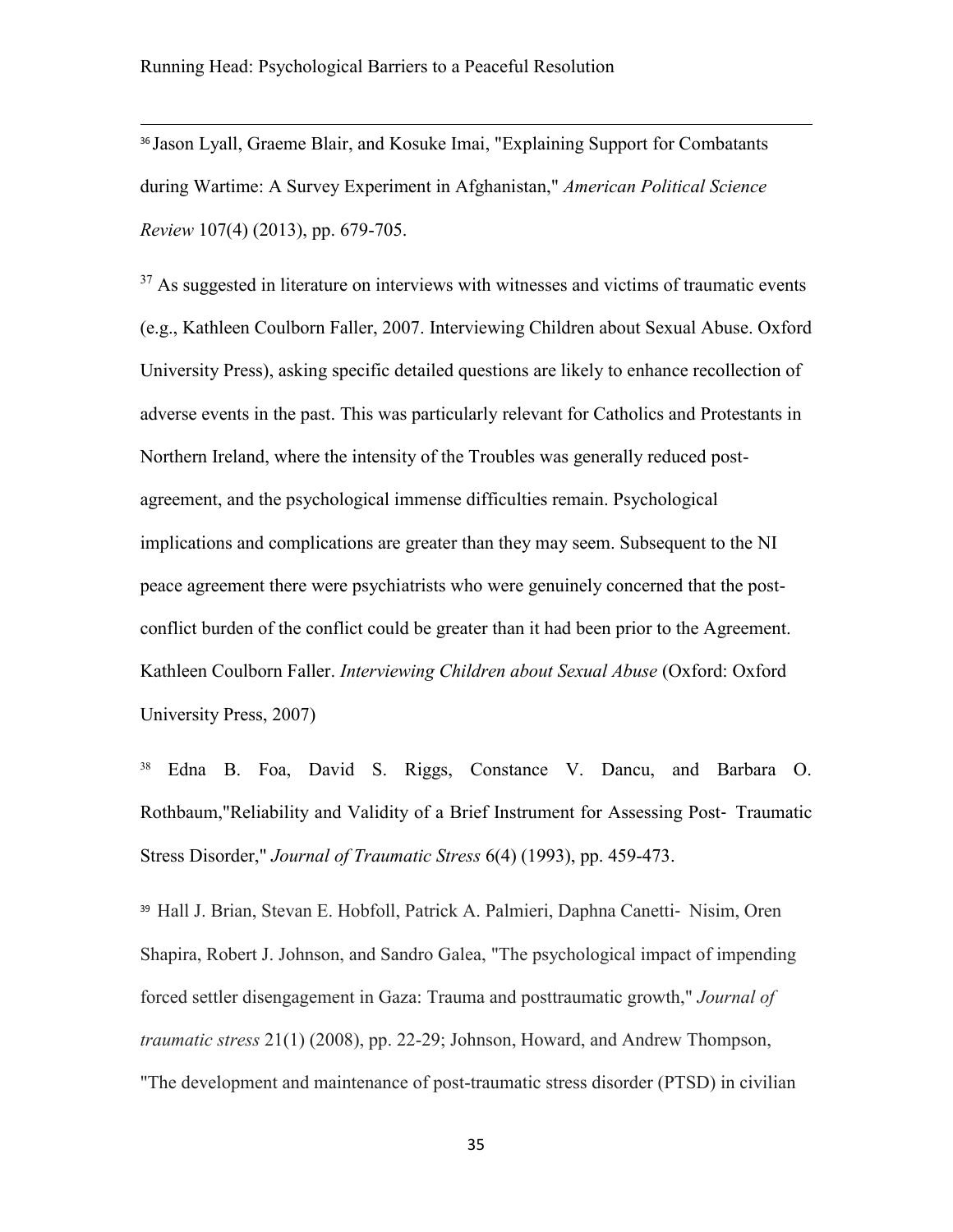[36] Jason Lyall, Graeme Blair, and Kosuke Imai, "Explaining Support for Combatants during Wartime: A Survey Experiment in Afghanistan," *American Political Science Review* 107(4) (2013), pp. 679-705.

[37] As suggested in literature on interviews with witnesses and victims of traumatic events (e.g., Kathleen Coulborn Faller, 2007. Interviewing Children about Sexual Abuse. Oxford University Press), asking specific detailed questions are likely to enhance recollection of adverse events in the past. This was particularly relevant for Catholics and Protestants in Northern Ireland, where the intensity of the Troubles was generally reduced post-agreement, and the psychological immense difficulties remain. Psychological implications and complications are greater than they may seem. Subsequent to the NI peace agreement there were psychiatrists who were genuinely concerned that the post-conflict burden of the conflict could be greater than it had been prior to the Agreement. Kathleen Coulborn Faller. *Interviewing Children about Sexual Abuse* (Oxford: Oxford University Press, 2007)

[38] Edna B. Foa, David S. Riggs, Constance V. Dancu, and Barbara O. Rothbaum,"Reliability and Validity of a Brief Instrument for Assessing Post‐ Traumatic Stress Disorder," *Journal of Traumatic Stress* 6(4) (1993), pp. 459-473.

[39] Hall J. Brian, Stevan E. Hobfoll, Patrick A. Palmieri, Daphna Canetti‐ Nisim, Oren Shapira, Robert J. Johnson, and Sandro Galea, "The psychological impact of impending forced settler disengagement in Gaza: Trauma and posttraumatic growth," *Journal of traumatic stress* 21(1) (2008), pp. 22-29; Johnson, Howard, and Andrew Thompson, "The development and maintenance of post-traumatic stress disorder (PTSD) in civilian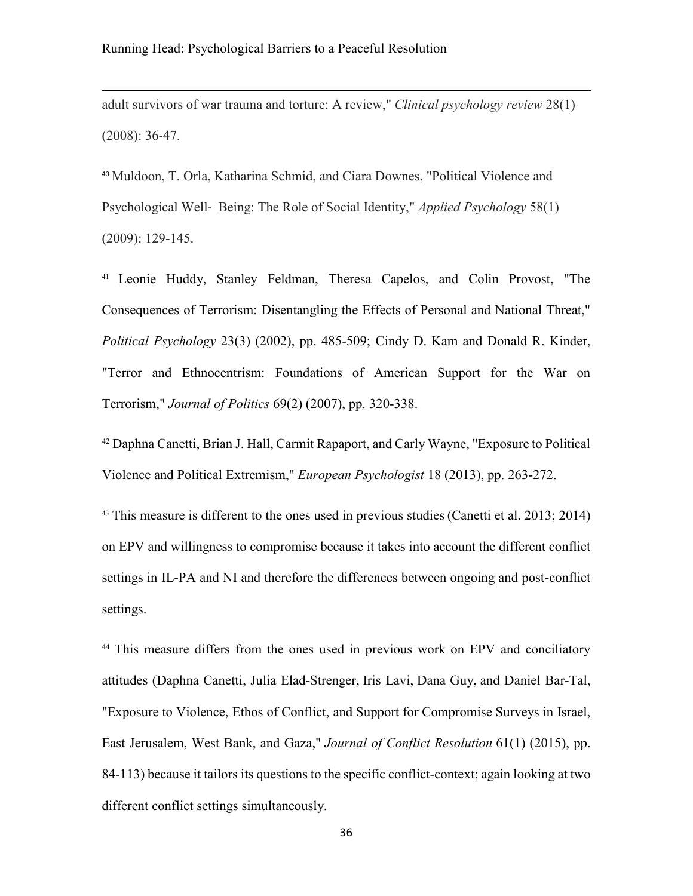adult survivors of war trauma and torture: A review," *Clinical psychology review* 28(1) (2008): 36-47.

[40] Muldoon, T. Orla, Katharina Schmid, and Ciara Downes, "Political Violence and Psychological Well- Being: The Role of Social Identity," *Applied Psychology* 58(1) (2009): 129-145.

[41] Leonie Huddy, Stanley Feldman, Theresa Capelos, and Colin Provost, "The Consequences of Terrorism: Disentangling the Effects of Personal and National Threat," *Political Psychology* 23(3) (2002), pp. 485-509; Cindy D. Kam and Donald R. Kinder, "Terror and Ethnocentrism: Foundations of American Support for the War on Terrorism," *Journal of Politics* 69(2) (2007), pp. 320-338.

[42] Daphna Canetti, Brian J. Hall, Carmit Rapaport, and Carly Wayne, "Exposure to Political Violence and Political Extremism," *European Psychologist* 18 (2013), pp. 263-272.

[43] This measure is different to the ones used in previous studies (Canetti et al. 2013; 2014) on EPV and willingness to compromise because it takes into account the different conflict settings in IL-PA and NI and therefore the differences between ongoing and post-conflict settings.

[44] This measure differs from the ones used in previous work on EPV and conciliatory attitudes (Daphna Canetti, Julia Elad-Strenger, Iris Lavi, Dana Guy, and Daniel Bar-Tal, "Exposure to Violence, Ethos of Conflict, and Support for Compromise Surveys in Israel, East Jerusalem, West Bank, and Gaza," *Journal of Conflict Resolution* 61(1) (2015), pp. 84-113) because it tailors its questions to the specific conflict-context; again looking at two different conflict settings simultaneously.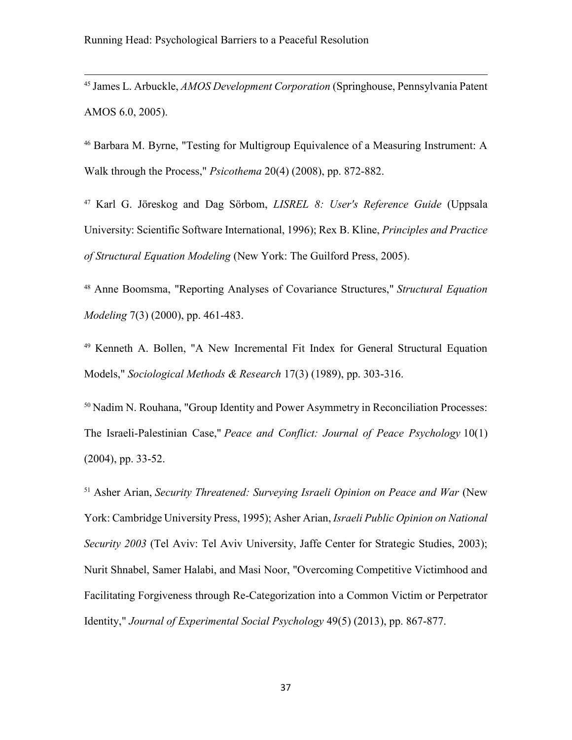[45] James L. Arbuckle, *AMOS Development Corporation* (Springhouse, Pennsylvania Patent AMOS 6.0, 2005).

[46] Barbara M. Byrne, "Testing for Multigroup Equivalence of a Measuring Instrument: A Walk through the Process," *Psicothema* 20(4) (2008), pp. 872-882.

[47] Karl G. Jöreskog and Dag Sörbom, *LISREL 8: User's Reference Guide* (Uppsala University: Scientific Software International, 1996); Rex B. Kline, *Principles and Practice of Structural Equation Modeling* (New York: The Guilford Press, 2005).

[48] Anne Boomsma, "Reporting Analyses of Covariance Structures," *Structural Equation Modeling* 7(3) (2000), pp. 461-483.

[49] Kenneth A. Bollen, "A New Incremental Fit Index for General Structural Equation Models," *Sociological Methods & Research* 17(3) (1989), pp. 303-316.

[50] Nadim N. Rouhana, "Group Identity and Power Asymmetry in Reconciliation Processes: The Israeli-Palestinian Case," *Peace and Conflict: Journal of Peace Psychology* 10(1) (2004), pp. 33-52.

[51] Asher Arian, *Security Threatened: Surveying Israeli Opinion on Peace and War* (New York: Cambridge University Press, 1995); Asher Arian, *Israeli Public Opinion on National Security 2003* (Tel Aviv: Tel Aviv University, Jaffe Center for Strategic Studies, 2003); Nurit Shnabel, Samer Halabi, and Masi Noor, "Overcoming Competitive Victimhood and Facilitating Forgiveness through Re-Categorization into a Common Victim or Perpetrator Identity," *Journal of Experimental Social Psychology* 49(5) (2013), pp. 867-877.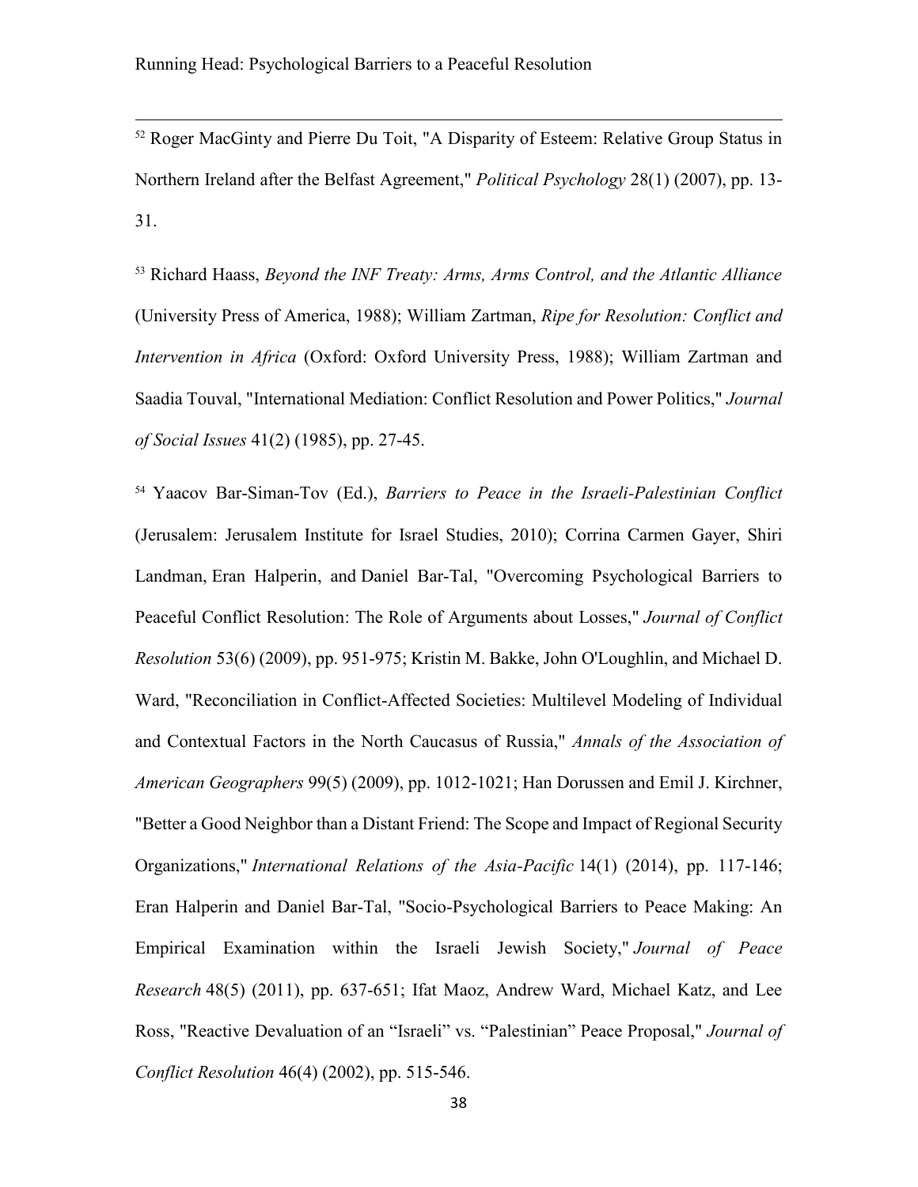[52] Roger MacGinty and Pierre Du Toit, "A Disparity of Esteem: Relative Group Status in Northern Ireland after the Belfast Agreement," *Political Psychology* 28(1) (2007), pp. 13-31.

[53] Richard Haass, *Beyond the INF Treaty: Arms, Arms Control, and the Atlantic Alliance* (University Press of America, 1988); William Zartman, *Ripe for Resolution: Conflict and Intervention in Africa* (Oxford: Oxford University Press, 1988); William Zartman and Saadia Touval, "International Mediation: Conflict Resolution and Power Politics," *Journal of Social Issues* 41(2) (1985), pp. 27-45.

[54] Yaacov Bar-Siman-Tov (Ed.), *Barriers to Peace in the Israeli-Palestinian Conflict* (Jerusalem: Jerusalem Institute for Israel Studies, 2010); Corrina Carmen Gayer, Shiri Landman, Eran Halperin, and Daniel Bar-Tal, "Overcoming Psychological Barriers to Peaceful Conflict Resolution: The Role of Arguments about Losses," *Journal of Conflict Resolution* 53(6) (2009), pp. 951-975; Kristin M. Bakke, John O'Loughlin, and Michael D. Ward, "Reconciliation in Conflict-Affected Societies: Multilevel Modeling of Individual and Contextual Factors in the North Caucasus of Russia," *Annals of the Association of American Geographers* 99(5) (2009), pp. 1012-1021; Han Dorussen and Emil J. Kirchner, "Better a Good Neighbor than a Distant Friend: The Scope and Impact of Regional Security Organizations," *International Relations of the Asia-Pacific* 14(1) (2014), pp. 117-146; Eran Halperin and Daniel Bar-Tal, "Socio-Psychological Barriers to Peace Making: An Empirical Examination within the Israeli Jewish Society," *Journal of Peace Research* 48(5) (2011), pp. 637-651; Ifat Maoz, Andrew Ward, Michael Katz, and Lee Ross, "Reactive Devaluation of an "Israeli" vs. "Palestinian" Peace Proposal," *Journal of Conflict Resolution* 46(4) (2002), pp. 515-546.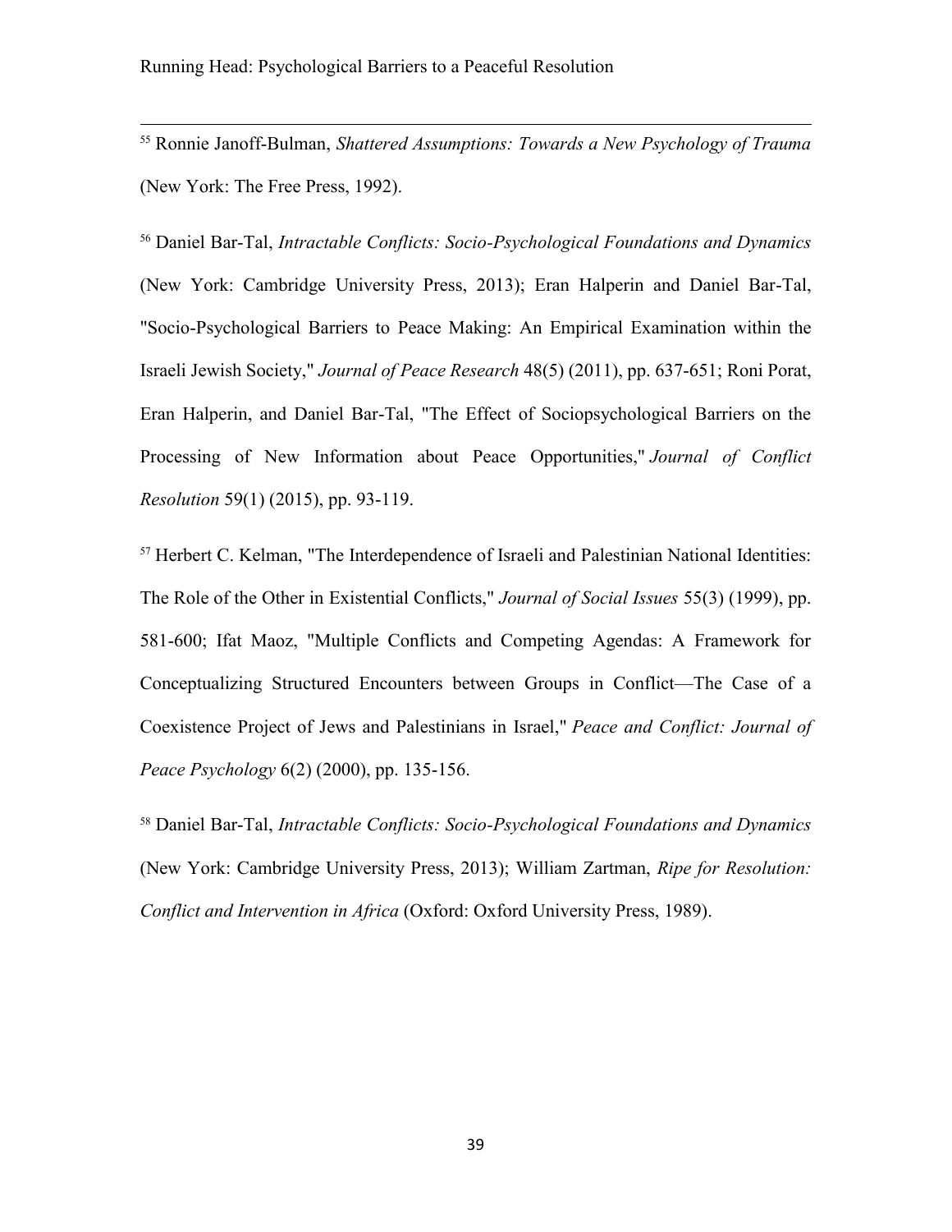[55] Ronnie Janoff-Bulman, *Shattered Assumptions: Towards a New Psychology of Trauma* (New York: The Free Press, 1992).

[56] Daniel Bar-Tal, *Intractable Conflicts: Socio-Psychological Foundations and Dynamics* (New York: Cambridge University Press, 2013); Eran Halperin and Daniel Bar-Tal, "Socio-Psychological Barriers to Peace Making: An Empirical Examination within the Israeli Jewish Society," *Journal of Peace Research* 48(5) (2011), pp. 637-651; Roni Porat, Eran Halperin, and Daniel Bar-Tal, "The Effect of Sociopsychological Barriers on the Processing of New Information about Peace Opportunities," *Journal of Conflict Resolution* 59(1) (2015), pp. 93-119.

[57] Herbert C. Kelman, "The Interdependence of Israeli and Palestinian National Identities: The Role of the Other in Existential Conflicts," *Journal of Social Issues* 55(3) (1999), pp. 581-600; Ifat Maoz, "Multiple Conflicts and Competing Agendas: A Framework for Conceptualizing Structured Encounters between Groups in Conflict—The Case of a Coexistence Project of Jews and Palestinians in Israel," *Peace and Conflict: Journal of Peace Psychology* 6(2) (2000), pp. 135-156.

[58] Daniel Bar-Tal, *Intractable Conflicts: Socio-Psychological Foundations and Dynamics* (New York: Cambridge University Press, 2013); William Zartman, *Ripe for Resolution: Conflict and Intervention in Africa* (Oxford: Oxford University Press, 1989).